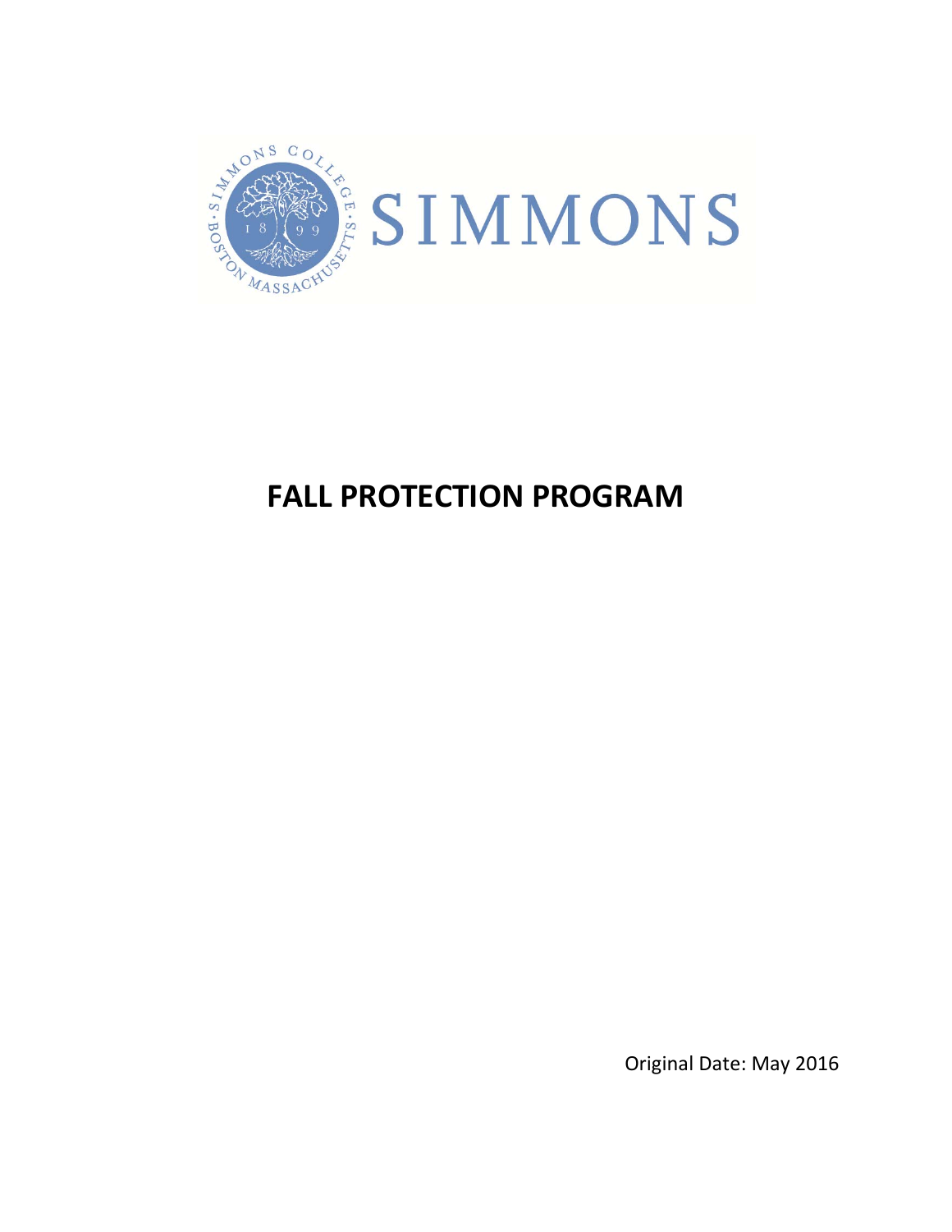SIMMONS

# FALL PROTECTION PROGRAM

Original Date: May 2016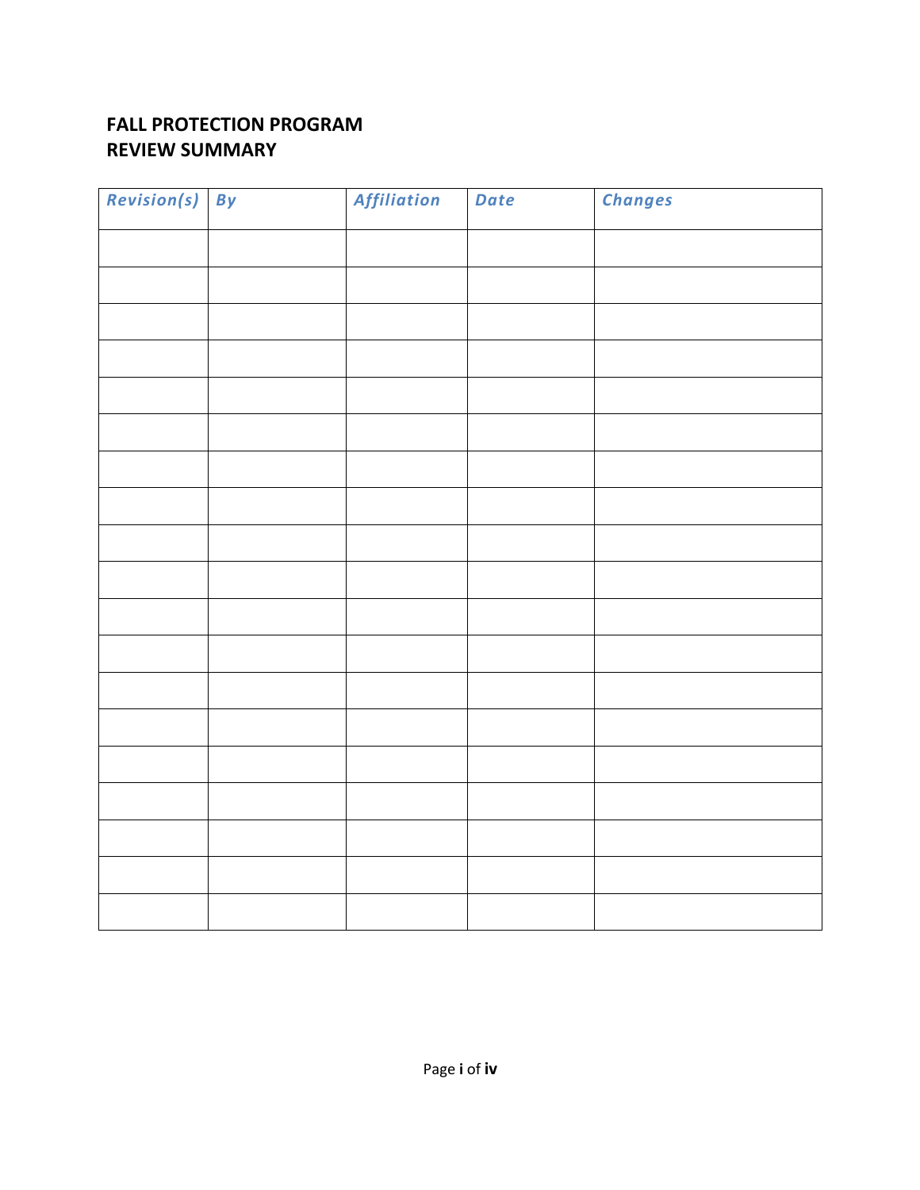# FALL PROTECTION PROGRAM
# REVIEW SUMMARY

| *Revision(s)* | *By* | *Affiliation* | *Date* | *Changes* |
|---|---|---|---|---|
| | | | | |
| | | | | |
| | | | | |
| | | | | |
| | | | | |
| | | | | |
| | | | | |
| | | | | |
| | | | | |
| | | | | |
| | | | | |
| | | | | |
| | | | | |
| | | | | |
| | | | | |
| | | | | |
| | | | | |
| | | | | |
| | | | | |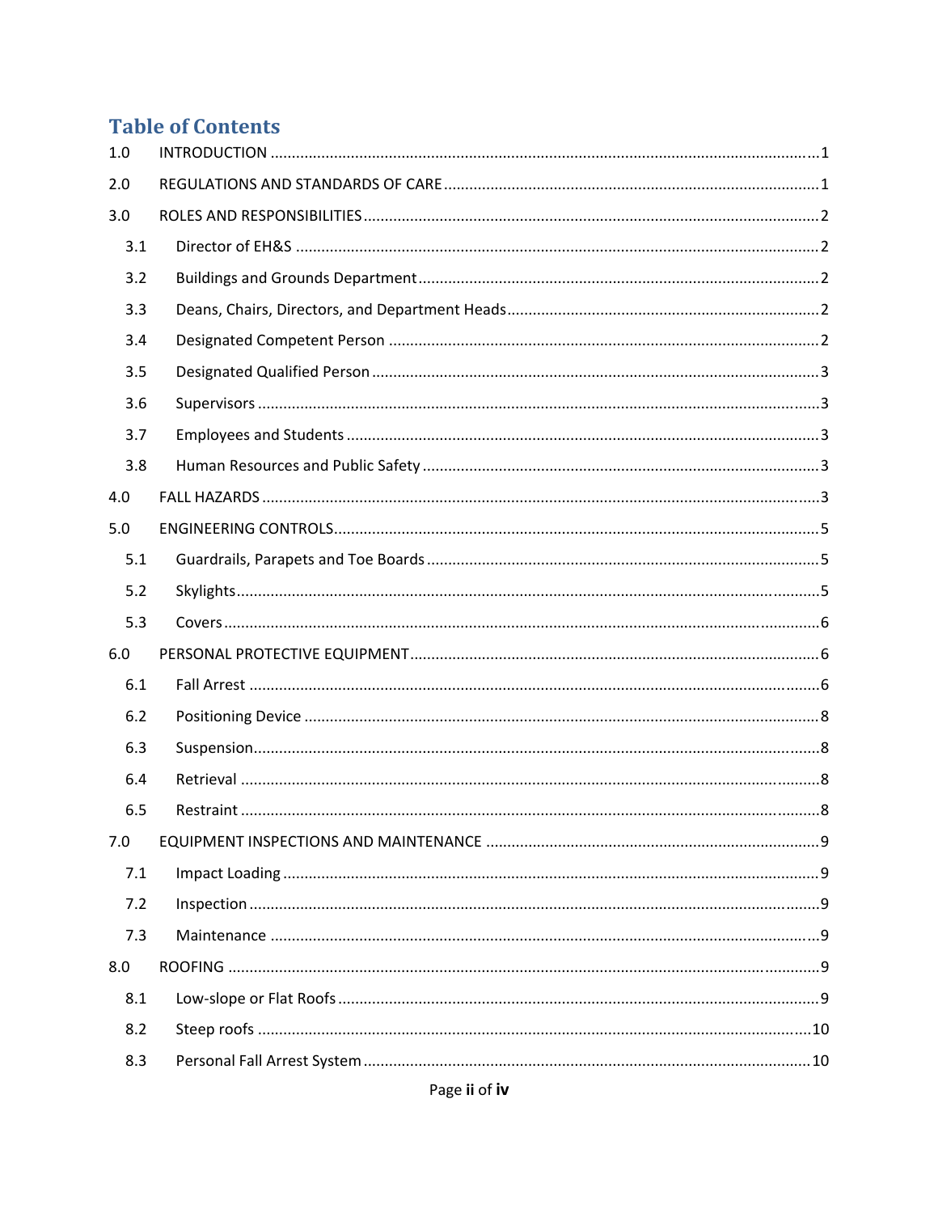# Table of Contents

| | | |
|---|---|---|
| 1.0 | INTRODUCTION | 1 |
| 2.0 | REGULATIONS AND STANDARDS OF CARE | 1 |
| 3.0 | ROLES AND RESPONSIBILITIES | 2 |
| 3.1 | Director of EH&S | 2 |
| 3.2 | Buildings and Grounds Department | 2 |
| 3.3 | Deans, Chairs, Directors, and Department Heads | 2 |
| 3.4 | Designated Competent Person | 2 |
| 3.5 | Designated Qualified Person | 3 |
| 3.6 | Supervisors | 3 |
| 3.7 | Employees and Students | 3 |
| 3.8 | Human Resources and Public Safety | 3 |
| 4.0 | FALL HAZARDS | 3 |
| 5.0 | ENGINEERING CONTROLS | 5 |
| 5.1 | Guardrails, Parapets and Toe Boards | 5 |
| 5.2 | Skylights | 5 |
| 5.3 | Covers | 6 |
| 6.0 | PERSONAL PROTECTIVE EQUIPMENT | 6 |
| 6.1 | Fall Arrest | 6 |
| 6.2 | Positioning Device | 8 |
| 6.3 | Suspension | 8 |
| 6.4 | Retrieval | 8 |
| 6.5 | Restraint | 8 |
| 7.0 | EQUIPMENT INSPECTIONS AND MAINTENANCE | 9 |
| 7.1 | Impact Loading | 9 |
| 7.2 | Inspection | 9 |
| 7.3 | Maintenance | 9 |
| 8.0 | ROOFING | 9 |
| 8.1 | Low-slope or Flat Roofs | 9 |
| 8.2 | Steep roofs | 10 |
| 8.3 | Personal Fall Arrest System | 10 |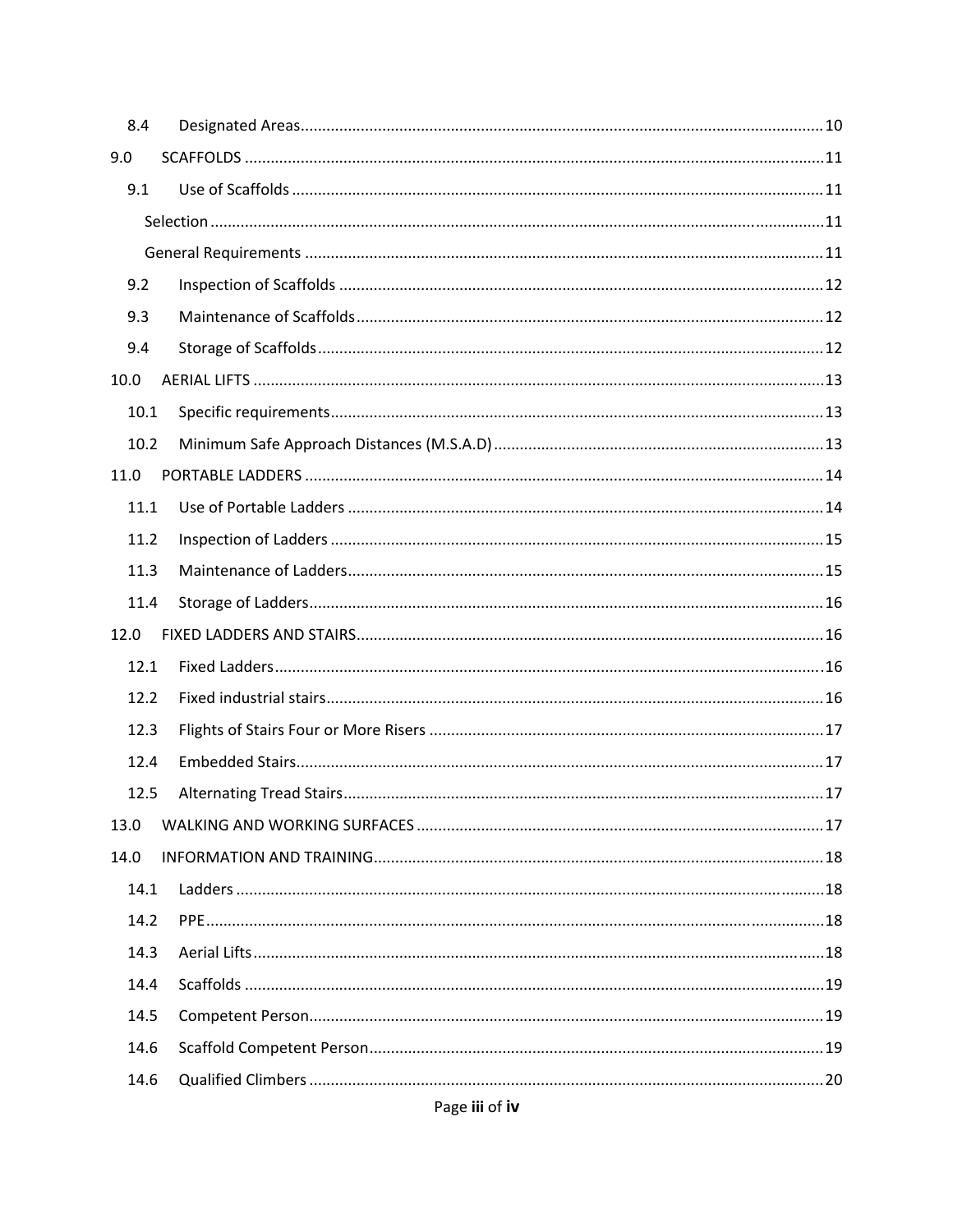8.4 Designated Areas ........................................................................................................ 10

9.0 SCAFFOLDS ...................................................................................................................... 11

9.1 Use of Scaffolds ........................................................................................................... 11

Selection ............................................................................................................................ 11

General Requirements ....................................................................................................... 11

9.2 Inspection of Scaffolds ................................................................................................ 12

9.3 Maintenance of Scaffolds ............................................................................................ 12

9.4 Storage of Scaffolds ..................................................................................................... 12

10.0 AERIAL LIFTS ................................................................................................................... 13

10.1 Specific requirements .................................................................................................. 13

10.2 Minimum Safe Approach Distances (M.S.A.D) ............................................................ 13

11.0 PORTABLE LADDERS ....................................................................................................... 14

11.1 Use of Portable Ladders .............................................................................................. 14

11.2 Inspection of Ladders .................................................................................................. 15

11.3 Maintenance of Ladders .............................................................................................. 15

11.4 Storage of Ladders ....................................................................................................... 16

12.0 FIXED LADDERS AND STAIRS ........................................................................................... 16

12.1 Fixed Ladders ............................................................................................................... 16

12.2 Fixed industrial stairs ................................................................................................... 16

12.3 Flights of Stairs Four or More Risers ........................................................................... 17

12.4 Embedded Stairs .......................................................................................................... 17

12.5 Alternating Tread Stairs ............................................................................................... 17

13.0 WALKING AND WORKING SURFACES ............................................................................. 17

14.0 INFORMATION AND TRAINING ....................................................................................... 18

14.1 Ladders ........................................................................................................................ 18

14.2 PPE ............................................................................................................................... 18

14.3 Aerial Lifts .................................................................................................................... 18

14.4 Scaffolds ...................................................................................................................... 19

14.5 Competent Person ....................................................................................................... 19

14.6 Scaffold Competent Person ......................................................................................... 19

14.6 Qualified Climbers ....................................................................................................... 20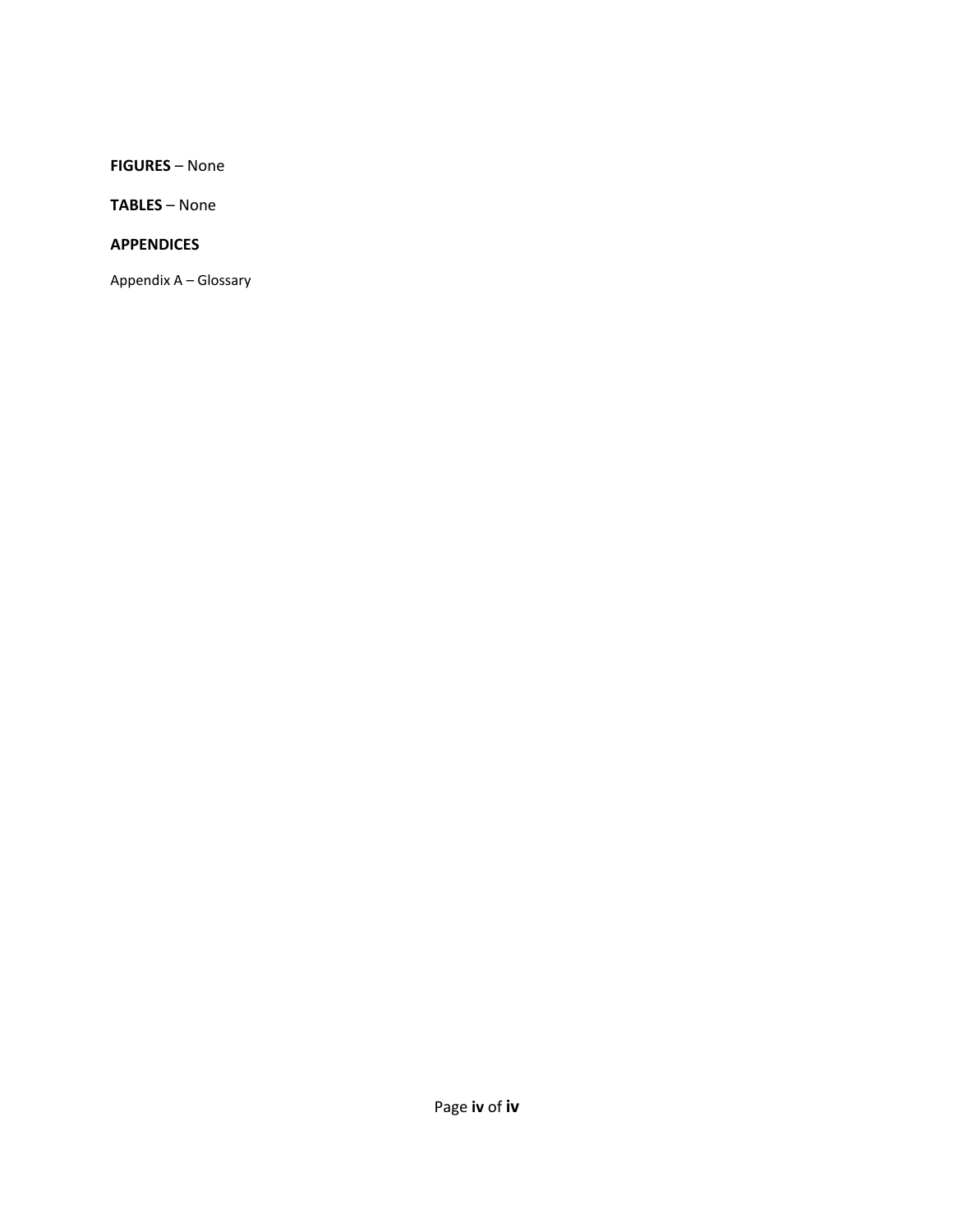**FIGURES** – None

**TABLES** – None

**APPENDICES**

Appendix A – Glossary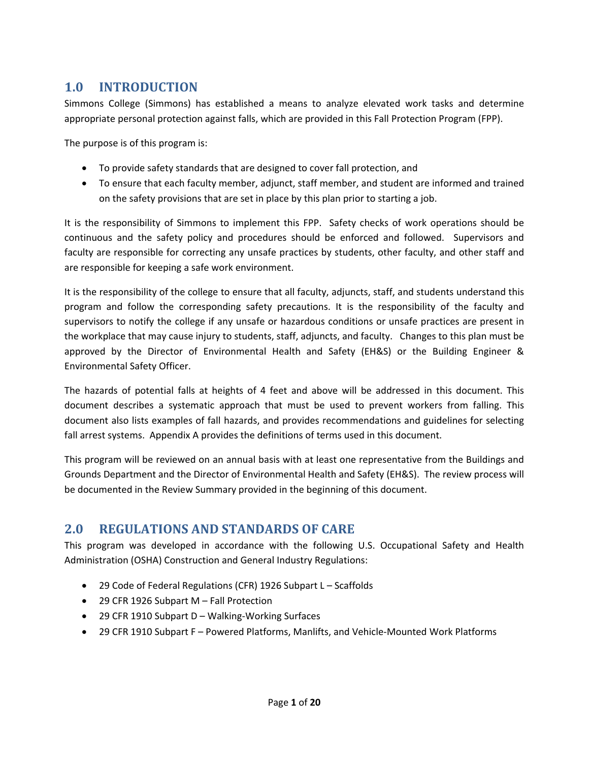## 1.0 INTRODUCTION

Simmons College (Simmons) has established a means to analyze elevated work tasks and determine appropriate personal protection against falls, which are provided in this Fall Protection Program (FPP).

The purpose is of this program is:

- To provide safety standards that are designed to cover fall protection, and
- To ensure that each faculty member, adjunct, staff member, and student are informed and trained on the safety provisions that are set in place by this plan prior to starting a job.

It is the responsibility of Simmons to implement this FPP. Safety checks of work operations should be continuous and the safety policy and procedures should be enforced and followed. Supervisors and faculty are responsible for correcting any unsafe practices by students, other faculty, and other staff and are responsible for keeping a safe work environment.

It is the responsibility of the college to ensure that all faculty, adjuncts, staff, and students understand this program and follow the corresponding safety precautions. It is the responsibility of the faculty and supervisors to notify the college if any unsafe or hazardous conditions or unsafe practices are present in the workplace that may cause injury to students, staff, adjuncts, and faculty. Changes to this plan must be approved by the Director of Environmental Health and Safety (EH&S) or the Building Engineer & Environmental Safety Officer.

The hazards of potential falls at heights of 4 feet and above will be addressed in this document. This document describes a systematic approach that must be used to prevent workers from falling. This document also lists examples of fall hazards, and provides recommendations and guidelines for selecting fall arrest systems. Appendix A provides the definitions of terms used in this document.

This program will be reviewed on an annual basis with at least one representative from the Buildings and Grounds Department and the Director of Environmental Health and Safety (EH&S). The review process will be documented in the Review Summary provided in the beginning of this document.

## 2.0 REGULATIONS AND STANDARDS OF CARE

This program was developed in accordance with the following U.S. Occupational Safety and Health Administration (OSHA) Construction and General Industry Regulations:

- 29 Code of Federal Regulations (CFR) 1926 Subpart L – Scaffolds
- 29 CFR 1926 Subpart M – Fall Protection
- 29 CFR 1910 Subpart D – Walking-Working Surfaces
- 29 CFR 1910 Subpart F – Powered Platforms, Manlifts, and Vehicle-Mounted Work Platforms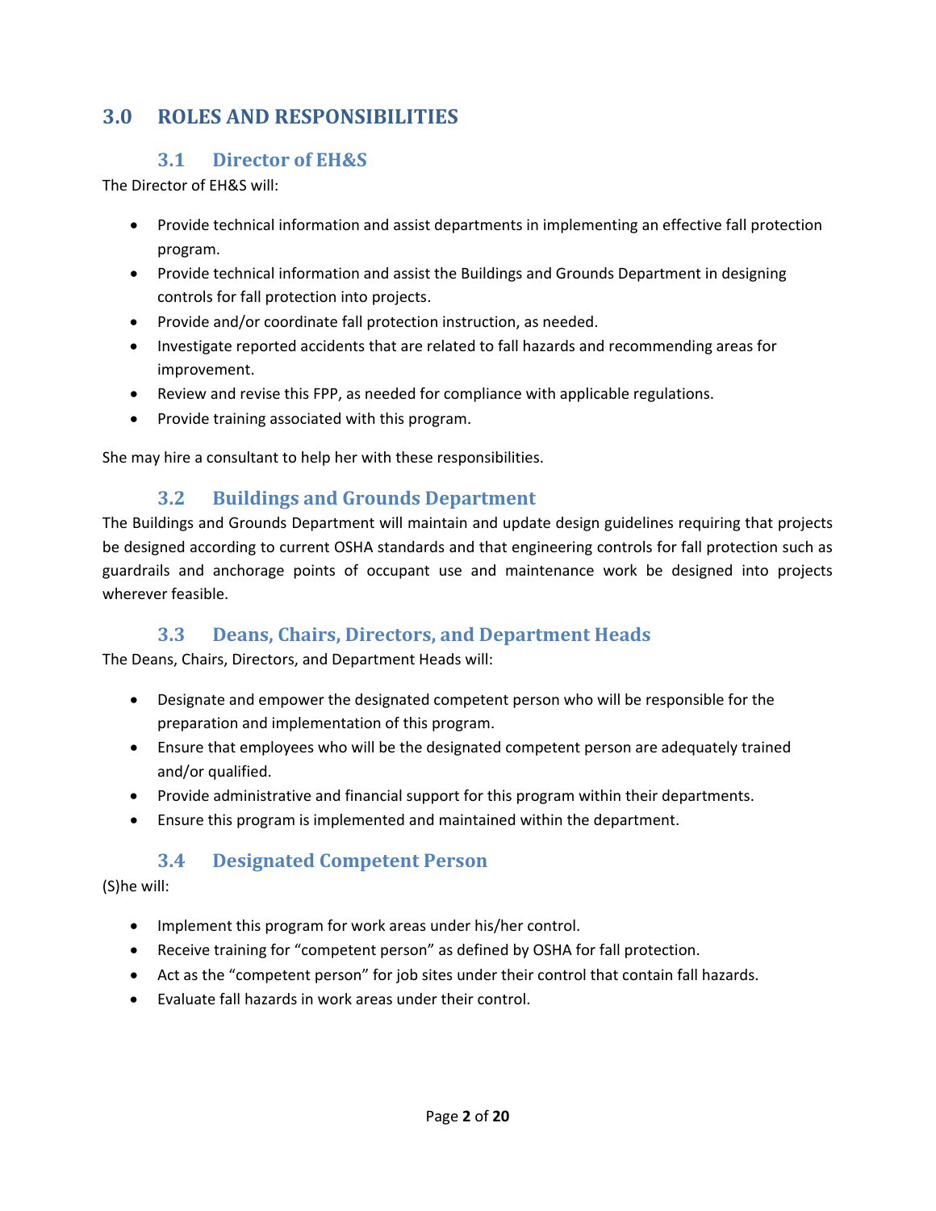# 3.0 ROLES AND RESPONSIBILITIES

## 3.1 Director of EH&S

The Director of EH&S will:

- Provide technical information and assist departments in implementing an effective fall protection program.
- Provide technical information and assist the Buildings and Grounds Department in designing controls for fall protection into projects.
- Provide and/or coordinate fall protection instruction, as needed.
- Investigate reported accidents that are related to fall hazards and recommending areas for improvement.
- Review and revise this FPP, as needed for compliance with applicable regulations.
- Provide training associated with this program.

She may hire a consultant to help her with these responsibilities.

## 3.2 Buildings and Grounds Department

The Buildings and Grounds Department will maintain and update design guidelines requiring that projects be designed according to current OSHA standards and that engineering controls for fall protection such as guardrails and anchorage points of occupant use and maintenance work be designed into projects wherever feasible.

## 3.3 Deans, Chairs, Directors, and Department Heads

The Deans, Chairs, Directors, and Department Heads will:

- Designate and empower the designated competent person who will be responsible for the preparation and implementation of this program.
- Ensure that employees who will be the designated competent person are adequately trained and/or qualified.
- Provide administrative and financial support for this program within their departments.
- Ensure this program is implemented and maintained within the department.

## 3.4 Designated Competent Person

(S)he will:

- Implement this program for work areas under his/her control.
- Receive training for "competent person" as defined by OSHA for fall protection.
- Act as the "competent person" for job sites under their control that contain fall hazards.
- Evaluate fall hazards in work areas under their control.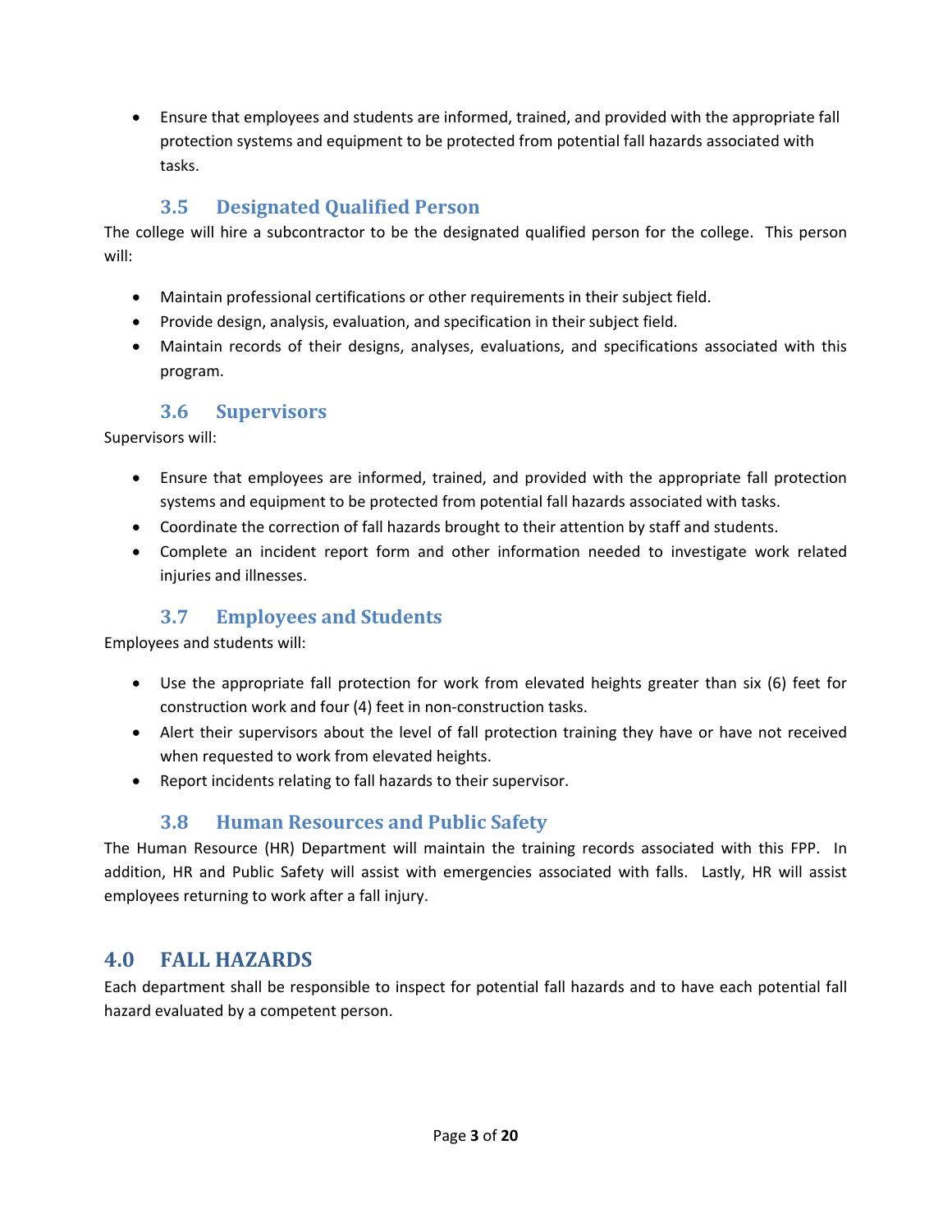- Ensure that employees and students are informed, trained, and provided with the appropriate fall protection systems and equipment to be protected from potential fall hazards associated with tasks.

### 3.5 Designated Qualified Person

The college will hire a subcontractor to be the designated qualified person for the college. This person will:

- Maintain professional certifications or other requirements in their subject field.
- Provide design, analysis, evaluation, and specification in their subject field.
- Maintain records of their designs, analyses, evaluations, and specifications associated with this program.

### 3.6 Supervisors

Supervisors will:

- Ensure that employees are informed, trained, and provided with the appropriate fall protection systems and equipment to be protected from potential fall hazards associated with tasks.
- Coordinate the correction of fall hazards brought to their attention by staff and students.
- Complete an incident report form and other information needed to investigate work related injuries and illnesses.

### 3.7 Employees and Students

Employees and students will:

- Use the appropriate fall protection for work from elevated heights greater than six (6) feet for construction work and four (4) feet in non-construction tasks.
- Alert their supervisors about the level of fall protection training they have or have not received when requested to work from elevated heights.
- Report incidents relating to fall hazards to their supervisor.

### 3.8 Human Resources and Public Safety

The Human Resource (HR) Department will maintain the training records associated with this FPP. In addition, HR and Public Safety will assist with emergencies associated with falls. Lastly, HR will assist employees returning to work after a fall injury.

## 4.0 FALL HAZARDS

Each department shall be responsible to inspect for potential fall hazards and to have each potential fall hazard evaluated by a competent person.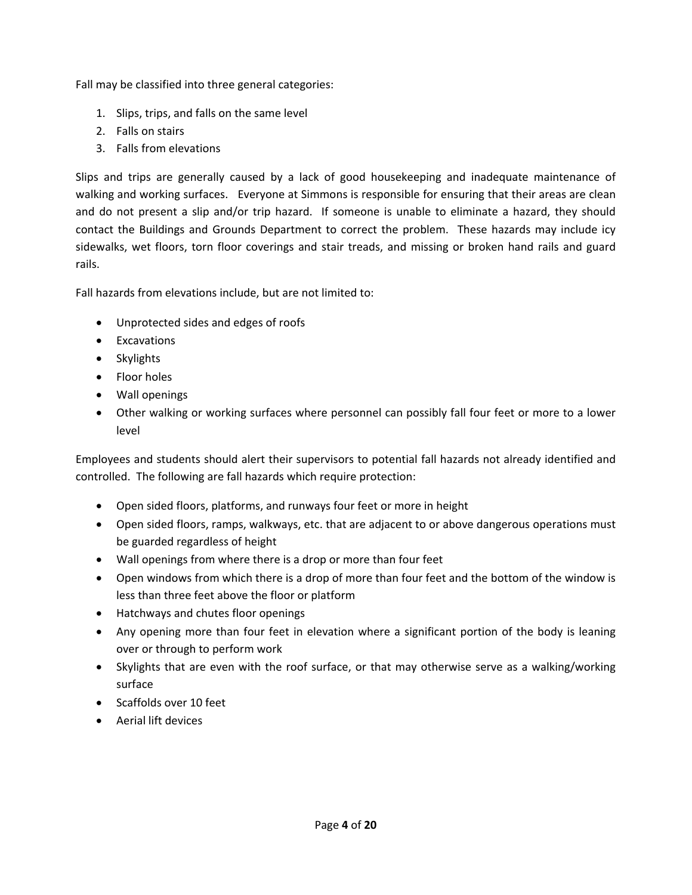Fall may be classified into three general categories:

1. Slips, trips, and falls on the same level
2. Falls on stairs
3. Falls from elevations

Slips and trips are generally caused by a lack of good housekeeping and inadequate maintenance of walking and working surfaces. Everyone at Simmons is responsible for ensuring that their areas are clean and do not present a slip and/or trip hazard. If someone is unable to eliminate a hazard, they should contact the Buildings and Grounds Department to correct the problem. These hazards may include icy sidewalks, wet floors, torn floor coverings and stair treads, and missing or broken hand rails and guard rails.

Fall hazards from elevations include, but are not limited to:

- Unprotected sides and edges of roofs
- Excavations
- Skylights
- Floor holes
- Wall openings
- Other walking or working surfaces where personnel can possibly fall four feet or more to a lower level

Employees and students should alert their supervisors to potential fall hazards not already identified and controlled. The following are fall hazards which require protection:

- Open sided floors, platforms, and runways four feet or more in height
- Open sided floors, ramps, walkways, etc. that are adjacent to or above dangerous operations must be guarded regardless of height
- Wall openings from where there is a drop or more than four feet
- Open windows from which there is a drop of more than four feet and the bottom of the window is less than three feet above the floor or platform
- Hatchways and chutes floor openings
- Any opening more than four feet in elevation where a significant portion of the body is leaning over or through to perform work
- Skylights that are even with the roof surface, or that may otherwise serve as a walking/working surface
- Scaffolds over 10 feet
- Aerial lift devices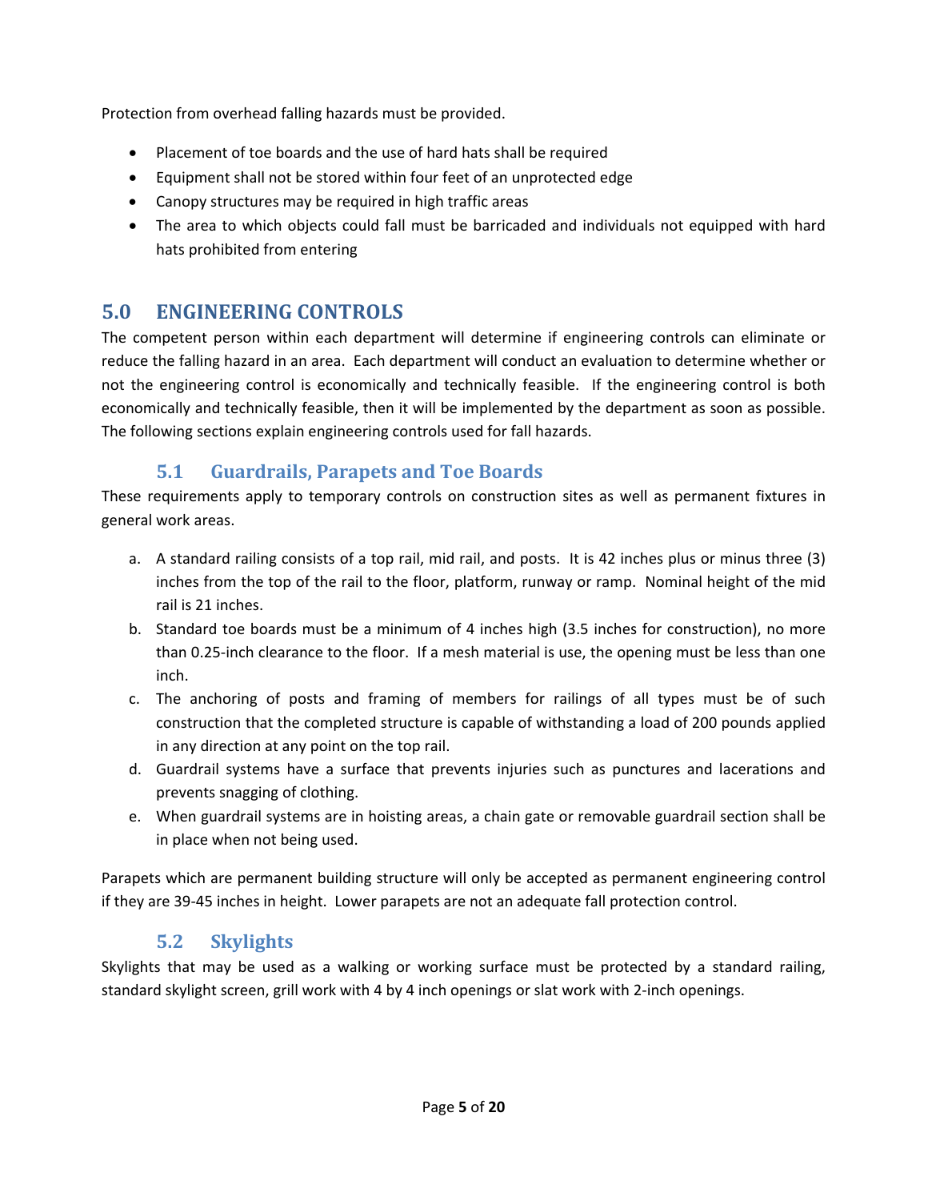Protection from overhead falling hazards must be provided.

- Placement of toe boards and the use of hard hats shall be required
- Equipment shall not be stored within four feet of an unprotected edge
- Canopy structures may be required in high traffic areas
- The area to which objects could fall must be barricaded and individuals not equipped with hard hats prohibited from entering

# 5.0 ENGINEERING CONTROLS

The competent person within each department will determine if engineering controls can eliminate or reduce the falling hazard in an area. Each department will conduct an evaluation to determine whether or not the engineering control is economically and technically feasible. If the engineering control is both economically and technically feasible, then it will be implemented by the department as soon as possible. The following sections explain engineering controls used for fall hazards.

## 5.1 Guardrails, Parapets and Toe Boards

These requirements apply to temporary controls on construction sites as well as permanent fixtures in general work areas.

a. A standard railing consists of a top rail, mid rail, and posts. It is 42 inches plus or minus three (3) inches from the top of the rail to the floor, platform, runway or ramp. Nominal height of the mid rail is 21 inches.
b. Standard toe boards must be a minimum of 4 inches high (3.5 inches for construction), no more than 0.25-inch clearance to the floor. If a mesh material is use, the opening must be less than one inch.
c. The anchoring of posts and framing of members for railings of all types must be of such construction that the completed structure is capable of withstanding a load of 200 pounds applied in any direction at any point on the top rail.
d. Guardrail systems have a surface that prevents injuries such as punctures and lacerations and prevents snagging of clothing.
e. When guardrail systems are in hoisting areas, a chain gate or removable guardrail section shall be in place when not being used.

Parapets which are permanent building structure will only be accepted as permanent engineering control if they are 39-45 inches in height. Lower parapets are not an adequate fall protection control.

## 5.2 Skylights

Skylights that may be used as a walking or working surface must be protected by a standard railing, standard skylight screen, grill work with 4 by 4 inch openings or slat work with 2-inch openings.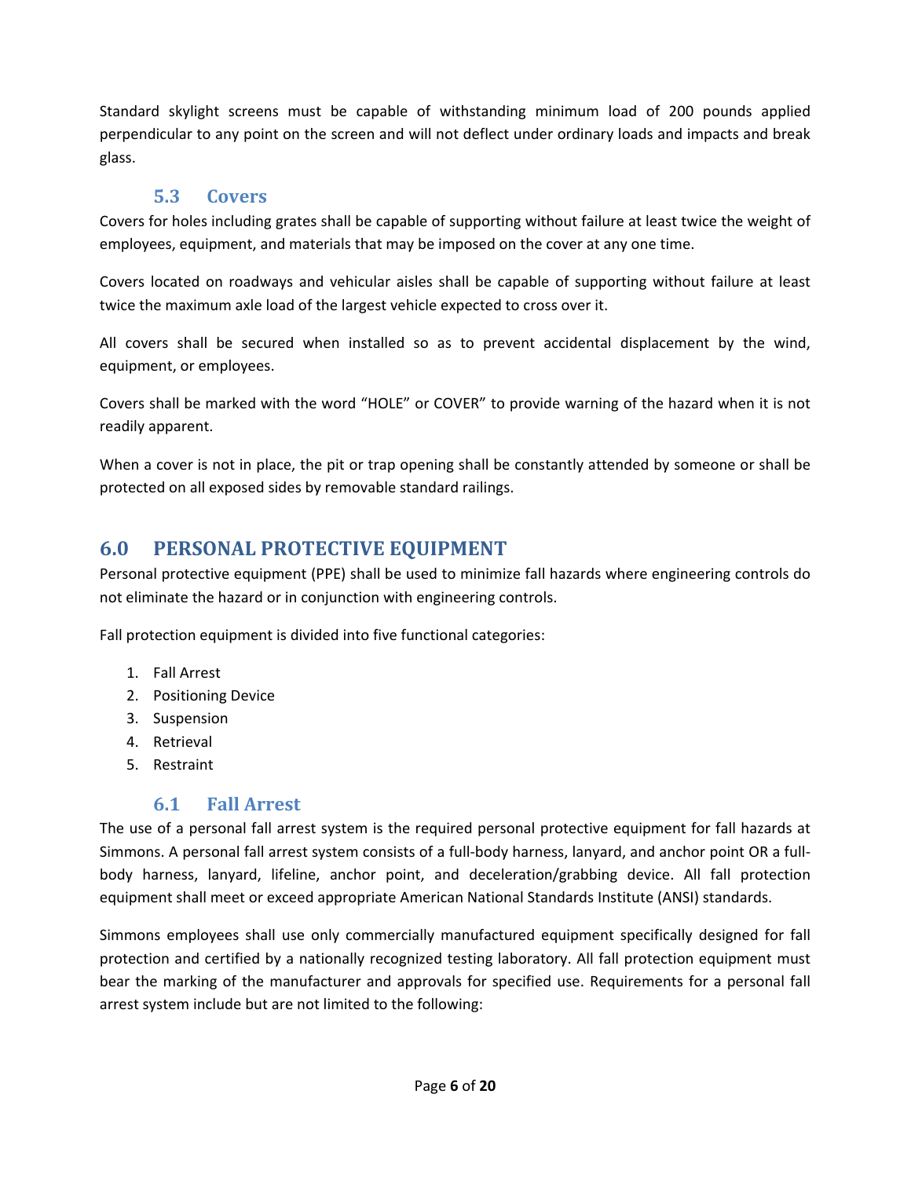Standard skylight screens must be capable of withstanding minimum load of 200 pounds applied perpendicular to any point on the screen and will not deflect under ordinary loads and impacts and break glass.

### 5.3 Covers

Covers for holes including grates shall be capable of supporting without failure at least twice the weight of employees, equipment, and materials that may be imposed on the cover at any one time.

Covers located on roadways and vehicular aisles shall be capable of supporting without failure at least twice the maximum axle load of the largest vehicle expected to cross over it.

All covers shall be secured when installed so as to prevent accidental displacement by the wind, equipment, or employees.

Covers shall be marked with the word "HOLE" or COVER" to provide warning of the hazard when it is not readily apparent.

When a cover is not in place, the pit or trap opening shall be constantly attended by someone or shall be protected on all exposed sides by removable standard railings.

## 6.0 PERSONAL PROTECTIVE EQUIPMENT

Personal protective equipment (PPE) shall be used to minimize fall hazards where engineering controls do not eliminate the hazard or in conjunction with engineering controls.

Fall protection equipment is divided into five functional categories:

1. Fall Arrest
2. Positioning Device
3. Suspension
4. Retrieval
5. Restraint

### 6.1 Fall Arrest

The use of a personal fall arrest system is the required personal protective equipment for fall hazards at Simmons. A personal fall arrest system consists of a full-body harness, lanyard, and anchor point OR a full-body harness, lanyard, lifeline, anchor point, and deceleration/grabbing device. All fall protection equipment shall meet or exceed appropriate American National Standards Institute (ANSI) standards.

Simmons employees shall use only commercially manufactured equipment specifically designed for fall protection and certified by a nationally recognized testing laboratory. All fall protection equipment must bear the marking of the manufacturer and approvals for specified use. Requirements for a personal fall arrest system include but are not limited to the following: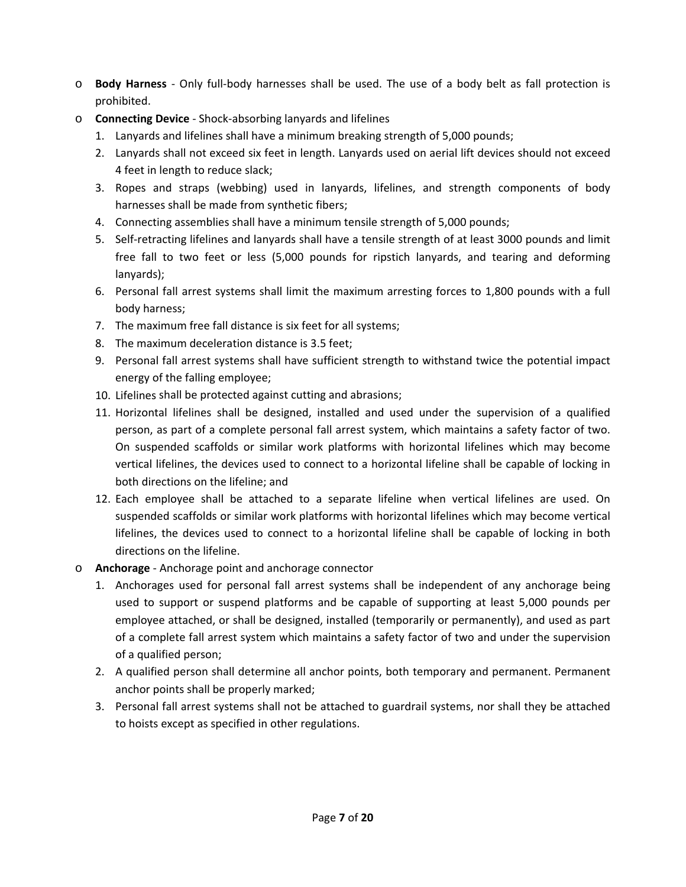- **Body Harness** - Only full-body harnesses shall be used. The use of a body belt as fall protection is prohibited.
- **Connecting Device** - Shock-absorbing lanyards and lifelines
  1. Lanyards and lifelines shall have a minimum breaking strength of 5,000 pounds;
  2. Lanyards shall not exceed six feet in length. Lanyards used on aerial lift devices should not exceed 4 feet in length to reduce slack;
  3. Ropes and straps (webbing) used in lanyards, lifelines, and strength components of body harnesses shall be made from synthetic fibers;
  4. Connecting assemblies shall have a minimum tensile strength of 5,000 pounds;
  5. Self-retracting lifelines and lanyards shall have a tensile strength of at least 3000 pounds and limit free fall to two feet or less (5,000 pounds for ripstich lanyards, and tearing and deforming lanyards);
  6. Personal fall arrest systems shall limit the maximum arresting forces to 1,800 pounds with a full body harness;
  7. The maximum free fall distance is six feet for all systems;
  8. The maximum deceleration distance is 3.5 feet;
  9. Personal fall arrest systems shall have sufficient strength to withstand twice the potential impact energy of the falling employee;
  10. Lifelines shall be protected against cutting and abrasions;
  11. Horizontal lifelines shall be designed, installed and used under the supervision of a qualified person, as part of a complete personal fall arrest system, which maintains a safety factor of two. On suspended scaffolds or similar work platforms with horizontal lifelines which may become vertical lifelines, the devices used to connect to a horizontal lifeline shall be capable of locking in both directions on the lifeline; and
  12. Each employee shall be attached to a separate lifeline when vertical lifelines are used. On suspended scaffolds or similar work platforms with horizontal lifelines which may become vertical lifelines, the devices used to connect to a horizontal lifeline shall be capable of locking in both directions on the lifeline.
- **Anchorage** - Anchorage point and anchorage connector
  1. Anchorages used for personal fall arrest systems shall be independent of any anchorage being used to support or suspend platforms and be capable of supporting at least 5,000 pounds per employee attached, or shall be designed, installed (temporarily or permanently), and used as part of a complete fall arrest system which maintains a safety factor of two and under the supervision of a qualified person;
  2. A qualified person shall determine all anchor points, both temporary and permanent. Permanent anchor points shall be properly marked;
  3. Personal fall arrest systems shall not be attached to guardrail systems, nor shall they be attached to hoists except as specified in other regulations.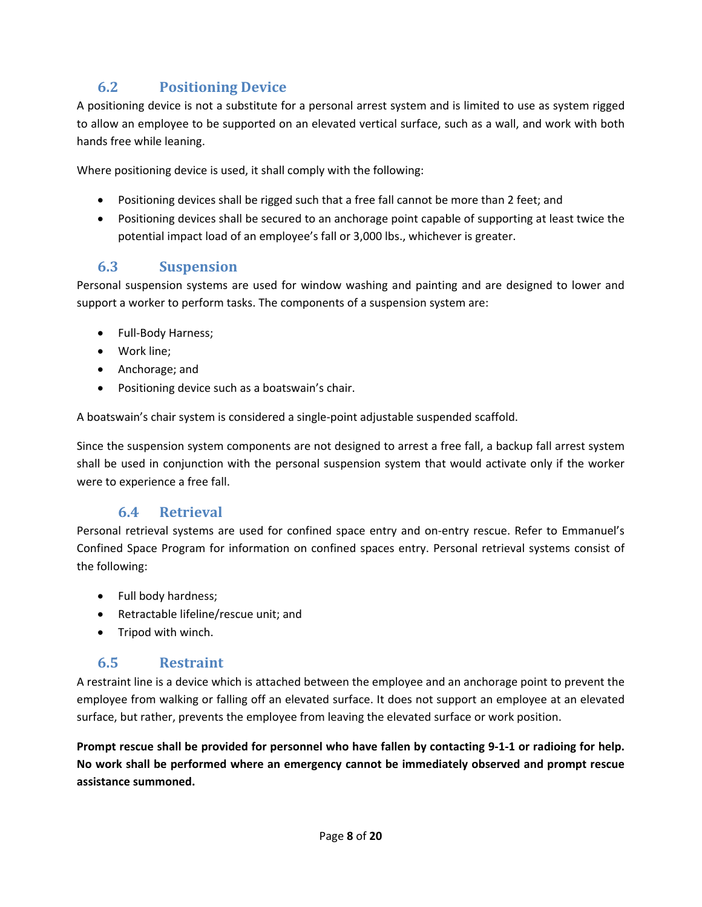### 6.2 Positioning Device

A positioning device is not a substitute for a personal arrest system and is limited to use as system rigged to allow an employee to be supported on an elevated vertical surface, such as a wall, and work with both hands free while leaning.

Where positioning device is used, it shall comply with the following:

- Positioning devices shall be rigged such that a free fall cannot be more than 2 feet; and
- Positioning devices shall be secured to an anchorage point capable of supporting at least twice the potential impact load of an employee's fall or 3,000 lbs., whichever is greater.

### 6.3 Suspension

Personal suspension systems are used for window washing and painting and are designed to lower and support a worker to perform tasks. The components of a suspension system are:

- Full-Body Harness;
- Work line;
- Anchorage; and
- Positioning device such as a boatswain's chair.

A boatswain's chair system is considered a single-point adjustable suspended scaffold.

Since the suspension system components are not designed to arrest a free fall, a backup fall arrest system shall be used in conjunction with the personal suspension system that would activate only if the worker were to experience a free fall.

### 6.4 Retrieval

Personal retrieval systems are used for confined space entry and on-entry rescue. Refer to Emmanuel's Confined Space Program for information on confined spaces entry. Personal retrieval systems consist of the following:

- Full body hardness;
- Retractable lifeline/rescue unit; and
- Tripod with winch.

### 6.5 Restraint

A restraint line is a device which is attached between the employee and an anchorage point to prevent the employee from walking or falling off an elevated surface. It does not support an employee at an elevated surface, but rather, prevents the employee from leaving the elevated surface or work position.

**Prompt rescue shall be provided for personnel who have fallen by contacting 9-1-1 or radioing for help. No work shall be performed where an emergency cannot be immediately observed and prompt rescue assistance summoned.**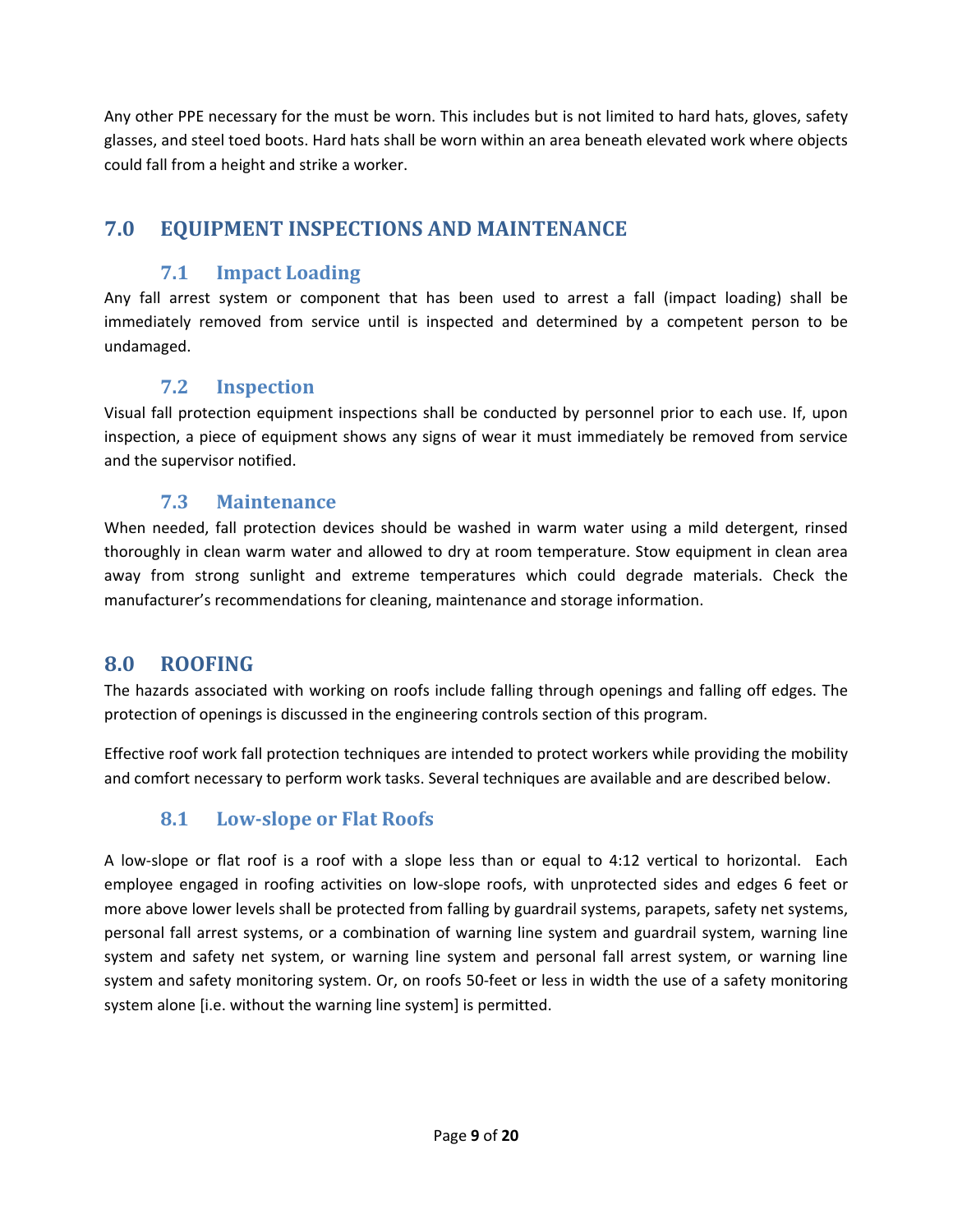Any other PPE necessary for the must be worn. This includes but is not limited to hard hats, gloves, safety glasses, and steel toed boots. Hard hats shall be worn within an area beneath elevated work where objects could fall from a height and strike a worker.

## 7.0 EQUIPMENT INSPECTIONS AND MAINTENANCE

### 7.1 Impact Loading

Any fall arrest system or component that has been used to arrest a fall (impact loading) shall be immediately removed from service until is inspected and determined by a competent person to be undamaged.

### 7.2 Inspection

Visual fall protection equipment inspections shall be conducted by personnel prior to each use. If, upon inspection, a piece of equipment shows any signs of wear it must immediately be removed from service and the supervisor notified.

### 7.3 Maintenance

When needed, fall protection devices should be washed in warm water using a mild detergent, rinsed thoroughly in clean warm water and allowed to dry at room temperature. Stow equipment in clean area away from strong sunlight and extreme temperatures which could degrade materials. Check the manufacturer's recommendations for cleaning, maintenance and storage information.

## 8.0 ROOFING

The hazards associated with working on roofs include falling through openings and falling off edges. The protection of openings is discussed in the engineering controls section of this program.

Effective roof work fall protection techniques are intended to protect workers while providing the mobility and comfort necessary to perform work tasks. Several techniques are available and are described below.

### 8.1 Low-slope or Flat Roofs

A low-slope or flat roof is a roof with a slope less than or equal to 4:12 vertical to horizontal. Each employee engaged in roofing activities on low-slope roofs, with unprotected sides and edges 6 feet or more above lower levels shall be protected from falling by guardrail systems, parapets, safety net systems, personal fall arrest systems, or a combination of warning line system and guardrail system, warning line system and safety net system, or warning line system and personal fall arrest system, or warning line system and safety monitoring system. Or, on roofs 50-feet or less in width the use of a safety monitoring system alone [i.e. without the warning line system] is permitted.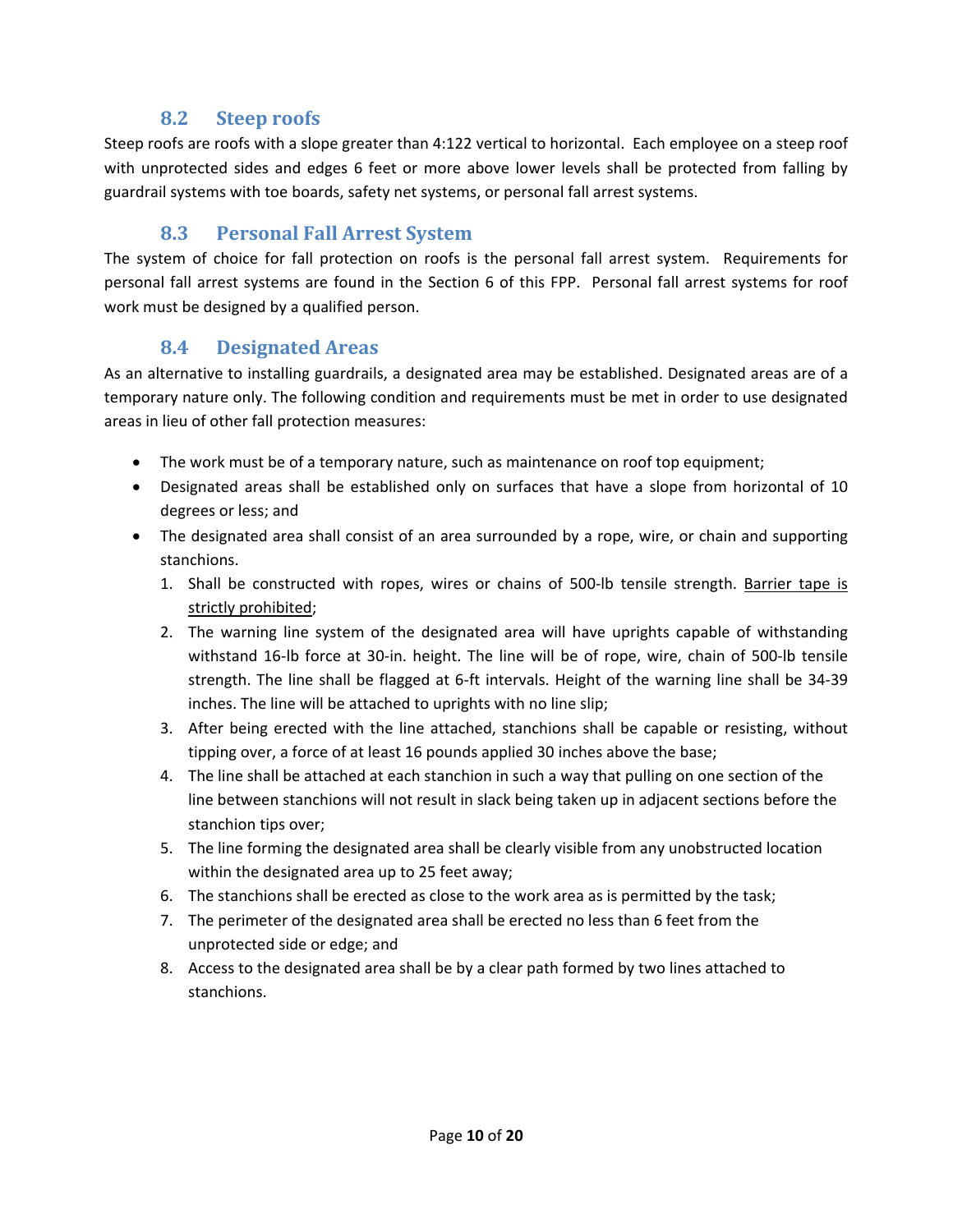## 8.2 Steep roofs

Steep roofs are roofs with a slope greater than 4:122 vertical to horizontal. Each employee on a steep roof with unprotected sides and edges 6 feet or more above lower levels shall be protected from falling by guardrail systems with toe boards, safety net systems, or personal fall arrest systems.

## 8.3 Personal Fall Arrest System

The system of choice for fall protection on roofs is the personal fall arrest system. Requirements for personal fall arrest systems are found in the Section 6 of this FPP. Personal fall arrest systems for roof work must be designed by a qualified person.

## 8.4 Designated Areas

As an alternative to installing guardrails, a designated area may be established. Designated areas are of a temporary nature only. The following condition and requirements must be met in order to use designated areas in lieu of other fall protection measures:

- The work must be of a temporary nature, such as maintenance on roof top equipment;
- Designated areas shall be established only on surfaces that have a slope from horizontal of 10 degrees or less; and
- The designated area shall consist of an area surrounded by a rope, wire, or chain and supporting stanchions.
  1. Shall be constructed with ropes, wires or chains of 500-lb tensile strength. <u>Barrier tape is strictly prohibited</u>;
  2. The warning line system of the designated area will have uprights capable of withstanding withstand 16-lb force at 30-in. height. The line will be of rope, wire, chain of 500-lb tensile strength. The line shall be flagged at 6-ft intervals. Height of the warning line shall be 34-39 inches. The line will be attached to uprights with no line slip;
  3. After being erected with the line attached, stanchions shall be capable or resisting, without tipping over, a force of at least 16 pounds applied 30 inches above the base;
  4. The line shall be attached at each stanchion in such a way that pulling on one section of the line between stanchions will not result in slack being taken up in adjacent sections before the stanchion tips over;
  5. The line forming the designated area shall be clearly visible from any unobstructed location within the designated area up to 25 feet away;
  6. The stanchions shall be erected as close to the work area as is permitted by the task;
  7. The perimeter of the designated area shall be erected no less than 6 feet from the unprotected side or edge; and
  8. Access to the designated area shall be by a clear path formed by two lines attached to stanchions.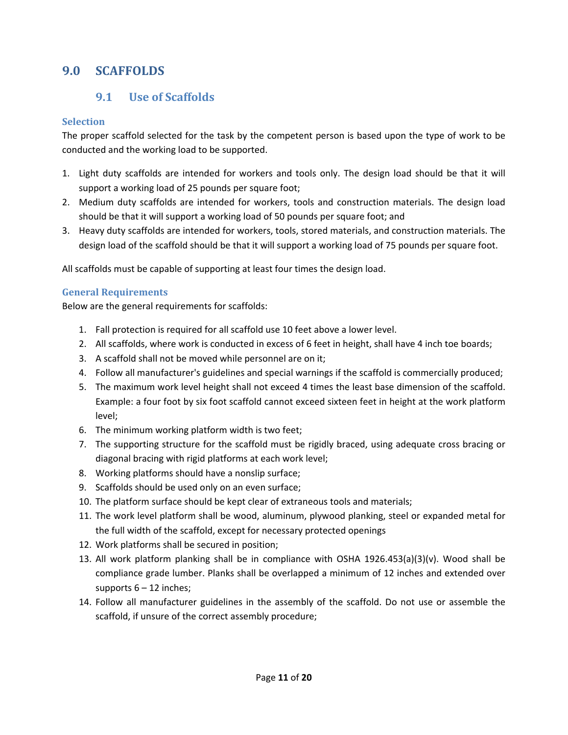# 9.0 SCAFFOLDS

## 9.1 Use of Scaffolds

### Selection

The proper scaffold selected for the task by the competent person is based upon the type of work to be conducted and the working load to be supported.

1. Light duty scaffolds are intended for workers and tools only. The design load should be that it will support a working load of 25 pounds per square foot;
2. Medium duty scaffolds are intended for workers, tools and construction materials. The design load should be that it will support a working load of 50 pounds per square foot; and
3. Heavy duty scaffolds are intended for workers, tools, stored materials, and construction materials. The design load of the scaffold should be that it will support a working load of 75 pounds per square foot.

All scaffolds must be capable of supporting at least four times the design load.

### General Requirements

Below are the general requirements for scaffolds:

1. Fall protection is required for all scaffold use 10 feet above a lower level.
2. All scaffolds, where work is conducted in excess of 6 feet in height, shall have 4 inch toe boards;
3. A scaffold shall not be moved while personnel are on it;
4. Follow all manufacturer's guidelines and special warnings if the scaffold is commercially produced;
5. The maximum work level height shall not exceed 4 times the least base dimension of the scaffold. Example: a four foot by six foot scaffold cannot exceed sixteen feet in height at the work platform level;
6. The minimum working platform width is two feet;
7. The supporting structure for the scaffold must be rigidly braced, using adequate cross bracing or diagonal bracing with rigid platforms at each work level;
8. Working platforms should have a nonslip surface;
9. Scaffolds should be used only on an even surface;
10. The platform surface should be kept clear of extraneous tools and materials;
11. The work level platform shall be wood, aluminum, plywood planking, steel or expanded metal for the full width of the scaffold, except for necessary protected openings
12. Work platforms shall be secured in position;
13. All work platform planking shall be in compliance with OSHA 1926.453(a)(3)(v). Wood shall be compliance grade lumber. Planks shall be overlapped a minimum of 12 inches and extended over supports 6 – 12 inches;
14. Follow all manufacturer guidelines in the assembly of the scaffold. Do not use or assemble the scaffold, if unsure of the correct assembly procedure;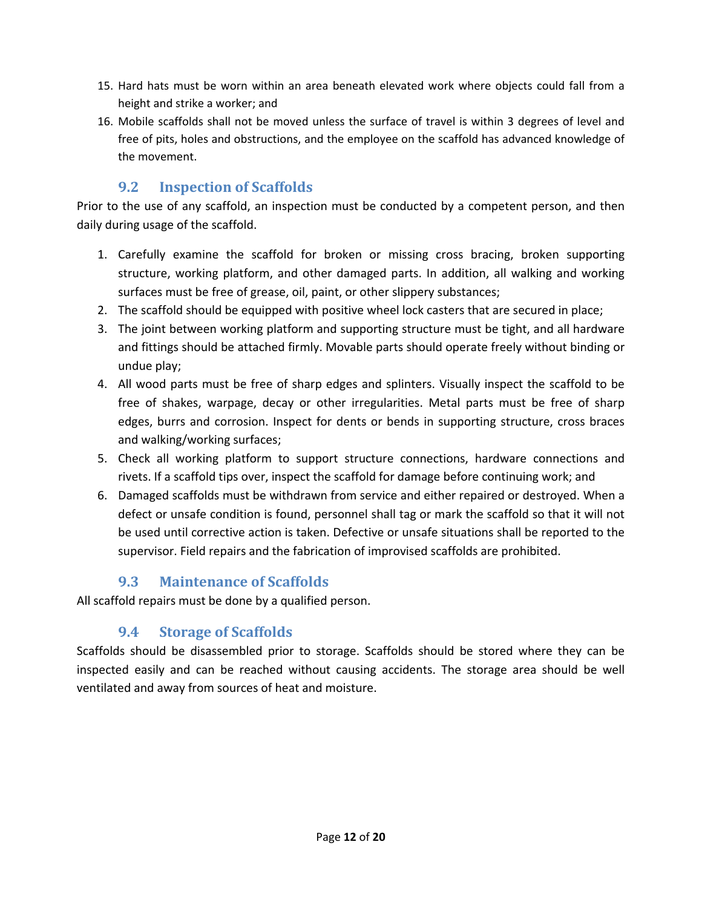15. Hard hats must be worn within an area beneath elevated work where objects could fall from a height and strike a worker; and
16. Mobile scaffolds shall not be moved unless the surface of travel is within 3 degrees of level and free of pits, holes and obstructions, and the employee on the scaffold has advanced knowledge of the movement.

### 9.2 Inspection of Scaffolds

Prior to the use of any scaffold, an inspection must be conducted by a competent person, and then daily during usage of the scaffold.

1. Carefully examine the scaffold for broken or missing cross bracing, broken supporting structure, working platform, and other damaged parts. In addition, all walking and working surfaces must be free of grease, oil, paint, or other slippery substances;
2. The scaffold should be equipped with positive wheel lock casters that are secured in place;
3. The joint between working platform and supporting structure must be tight, and all hardware and fittings should be attached firmly. Movable parts should operate freely without binding or undue play;
4. All wood parts must be free of sharp edges and splinters. Visually inspect the scaffold to be free of shakes, warpage, decay or other irregularities. Metal parts must be free of sharp edges, burrs and corrosion. Inspect for dents or bends in supporting structure, cross braces and walking/working surfaces;
5. Check all working platform to support structure connections, hardware connections and rivets. If a scaffold tips over, inspect the scaffold for damage before continuing work; and
6. Damaged scaffolds must be withdrawn from service and either repaired or destroyed. When a defect or unsafe condition is found, personnel shall tag or mark the scaffold so that it will not be used until corrective action is taken. Defective or unsafe situations shall be reported to the supervisor. Field repairs and the fabrication of improvised scaffolds are prohibited.

### 9.3 Maintenance of Scaffolds

All scaffold repairs must be done by a qualified person.

### 9.4 Storage of Scaffolds

Scaffolds should be disassembled prior to storage. Scaffolds should be stored where they can be inspected easily and can be reached without causing accidents. The storage area should be well ventilated and away from sources of heat and moisture.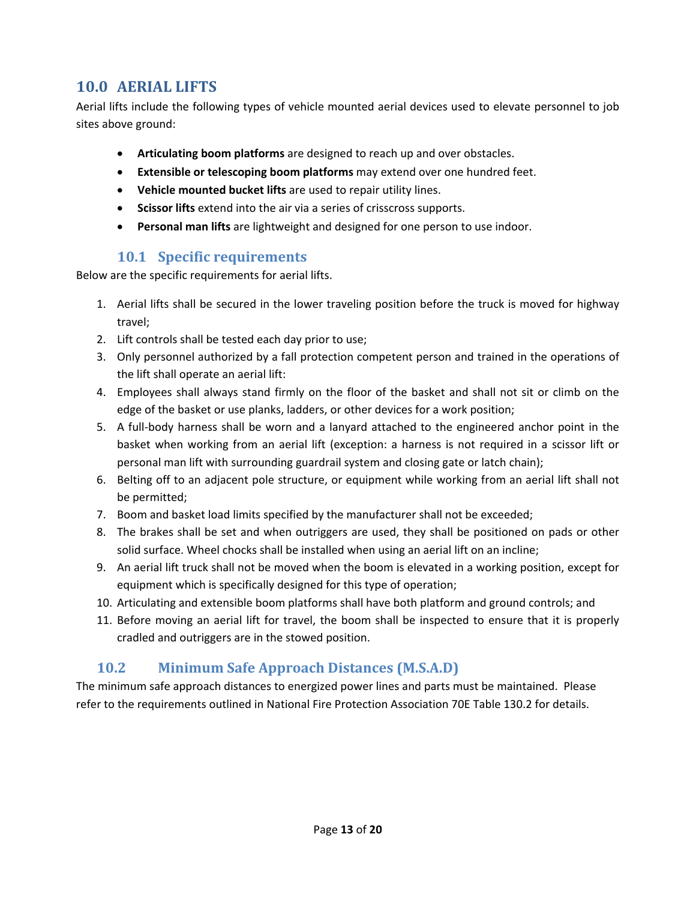## 10.0 AERIAL LIFTS

Aerial lifts include the following types of vehicle mounted aerial devices used to elevate personnel to job sites above ground:

- **Articulating boom platforms** are designed to reach up and over obstacles.
- **Extensible or telescoping boom platforms** may extend over one hundred feet.
- **Vehicle mounted bucket lifts** are used to repair utility lines.
- **Scissor lifts** extend into the air via a series of crisscross supports.
- **Personal man lifts** are lightweight and designed for one person to use indoor.

### 10.1 Specific requirements

Below are the specific requirements for aerial lifts.

1. Aerial lifts shall be secured in the lower traveling position before the truck is moved for highway travel;
2. Lift controls shall be tested each day prior to use;
3. Only personnel authorized by a fall protection competent person and trained in the operations of the lift shall operate an aerial lift:
4. Employees shall always stand firmly on the floor of the basket and shall not sit or climb on the edge of the basket or use planks, ladders, or other devices for a work position;
5. A full-body harness shall be worn and a lanyard attached to the engineered anchor point in the basket when working from an aerial lift (exception: a harness is not required in a scissor lift or personal man lift with surrounding guardrail system and closing gate or latch chain);
6. Belting off to an adjacent pole structure, or equipment while working from an aerial lift shall not be permitted;
7. Boom and basket load limits specified by the manufacturer shall not be exceeded;
8. The brakes shall be set and when outriggers are used, they shall be positioned on pads or other solid surface. Wheel chocks shall be installed when using an aerial lift on an incline;
9. An aerial lift truck shall not be moved when the boom is elevated in a working position, except for equipment which is specifically designed for this type of operation;
10. Articulating and extensible boom platforms shall have both platform and ground controls; and
11. Before moving an aerial lift for travel, the boom shall be inspected to ensure that it is properly cradled and outriggers are in the stowed position.

### 10.2 Minimum Safe Approach Distances (M.S.A.D)

The minimum safe approach distances to energized power lines and parts must be maintained. Please refer to the requirements outlined in National Fire Protection Association 70E Table 130.2 for details.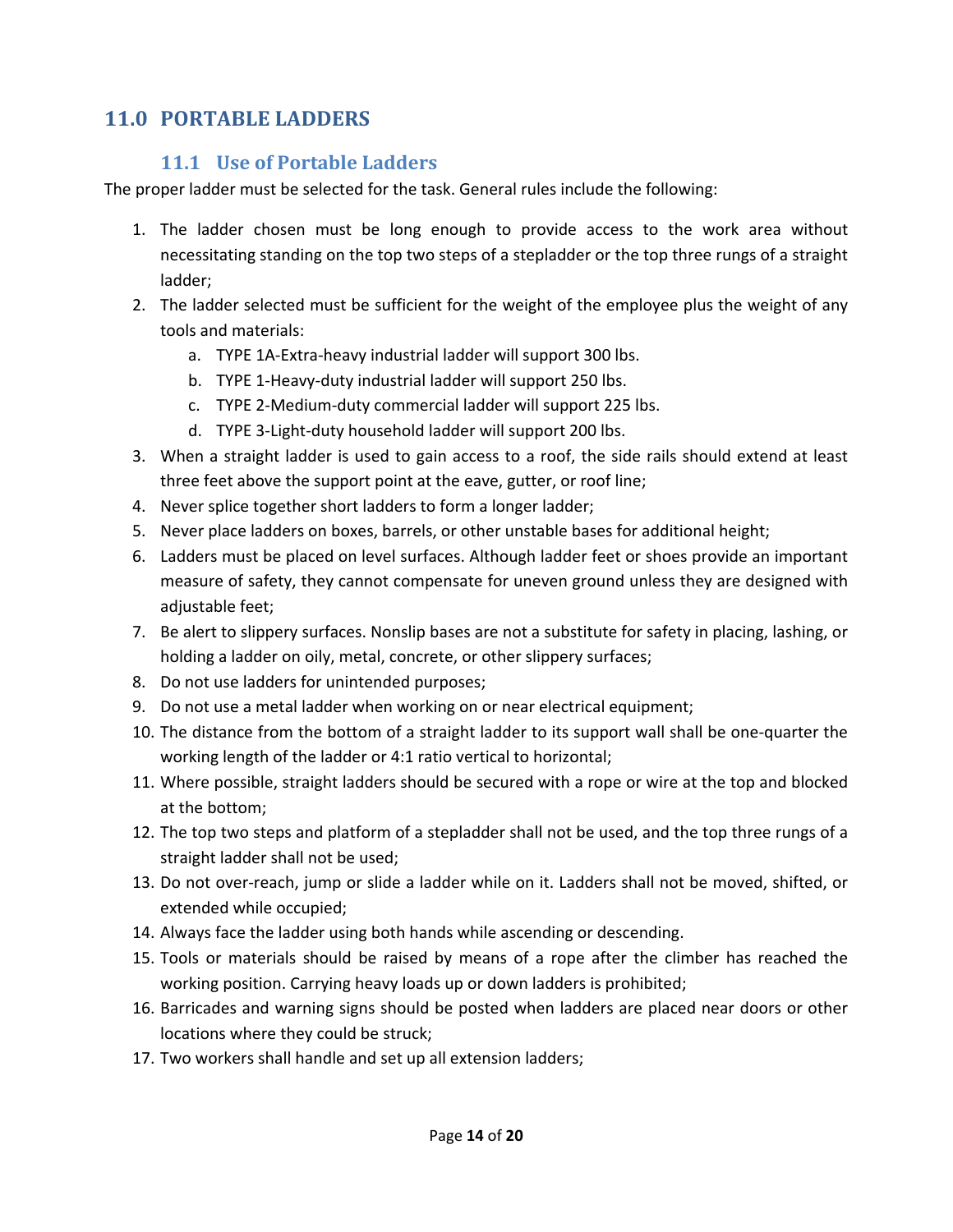# 11.0 PORTABLE LADDERS

## 11.1 Use of Portable Ladders

The proper ladder must be selected for the task. General rules include the following:

1. The ladder chosen must be long enough to provide access to the work area without necessitating standing on the top two steps of a stepladder or the top three rungs of a straight ladder;
2. The ladder selected must be sufficient for the weight of the employee plus the weight of any tools and materials:
   a. TYPE 1A-Extra-heavy industrial ladder will support 300 lbs.
   b. TYPE 1-Heavy-duty industrial ladder will support 250 lbs.
   c. TYPE 2-Medium-duty commercial ladder will support 225 lbs.
   d. TYPE 3-Light-duty household ladder will support 200 lbs.
3. When a straight ladder is used to gain access to a roof, the side rails should extend at least three feet above the support point at the eave, gutter, or roof line;
4. Never splice together short ladders to form a longer ladder;
5. Never place ladders on boxes, barrels, or other unstable bases for additional height;
6. Ladders must be placed on level surfaces. Although ladder feet or shoes provide an important measure of safety, they cannot compensate for uneven ground unless they are designed with adjustable feet;
7. Be alert to slippery surfaces. Nonslip bases are not a substitute for safety in placing, lashing, or holding a ladder on oily, metal, concrete, or other slippery surfaces;
8. Do not use ladders for unintended purposes;
9. Do not use a metal ladder when working on or near electrical equipment;
10. The distance from the bottom of a straight ladder to its support wall shall be one-quarter the working length of the ladder or 4:1 ratio vertical to horizontal;
11. Where possible, straight ladders should be secured with a rope or wire at the top and blocked at the bottom;
12. The top two steps and platform of a stepladder shall not be used, and the top three rungs of a straight ladder shall not be used;
13. Do not over-reach, jump or slide a ladder while on it. Ladders shall not be moved, shifted, or extended while occupied;
14. Always face the ladder using both hands while ascending or descending.
15. Tools or materials should be raised by means of a rope after the climber has reached the working position. Carrying heavy loads up or down ladders is prohibited;
16. Barricades and warning signs should be posted when ladders are placed near doors or other locations where they could be struck;
17. Two workers shall handle and set up all extension ladders;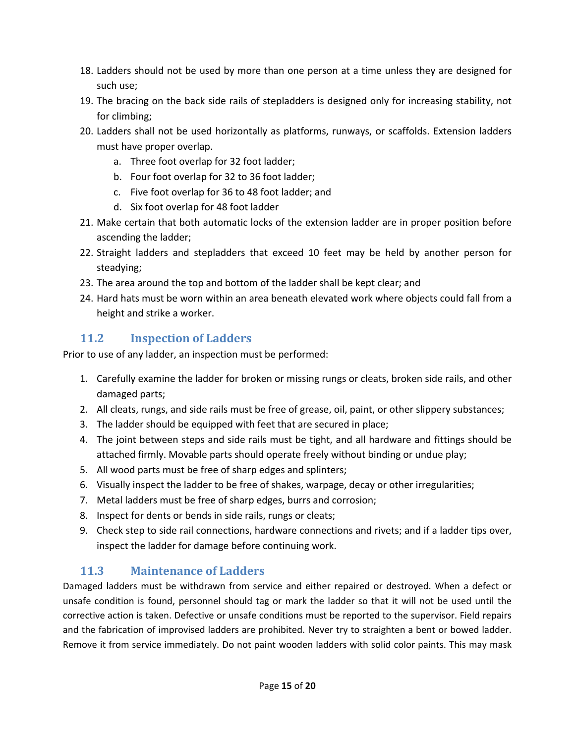18. Ladders should not be used by more than one person at a time unless they are designed for such use;
19. The bracing on the back side rails of stepladders is designed only for increasing stability, not for climbing;
20. Ladders shall not be used horizontally as platforms, runways, or scaffolds. Extension ladders must have proper overlap.
    a. Three foot overlap for 32 foot ladder;
    b. Four foot overlap for 32 to 36 foot ladder;
    c. Five foot overlap for 36 to 48 foot ladder; and
    d. Six foot overlap for 48 foot ladder
21. Make certain that both automatic locks of the extension ladder are in proper position before ascending the ladder;
22. Straight ladders and stepladders that exceed 10 feet may be held by another person for steadying;
23. The area around the top and bottom of the ladder shall be kept clear; and
24. Hard hats must be worn within an area beneath elevated work where objects could fall from a height and strike a worker.

## 11.2 Inspection of Ladders

Prior to use of any ladder, an inspection must be performed:

1. Carefully examine the ladder for broken or missing rungs or cleats, broken side rails, and other damaged parts;
2. All cleats, rungs, and side rails must be free of grease, oil, paint, or other slippery substances;
3. The ladder should be equipped with feet that are secured in place;
4. The joint between steps and side rails must be tight, and all hardware and fittings should be attached firmly. Movable parts should operate freely without binding or undue play;
5. All wood parts must be free of sharp edges and splinters;
6. Visually inspect the ladder to be free of shakes, warpage, decay or other irregularities;
7. Metal ladders must be free of sharp edges, burrs and corrosion;
8. Inspect for dents or bends in side rails, rungs or cleats;
9. Check step to side rail connections, hardware connections and rivets; and if a ladder tips over, inspect the ladder for damage before continuing work.

## 11.3 Maintenance of Ladders

Damaged ladders must be withdrawn from service and either repaired or destroyed. When a defect or unsafe condition is found, personnel should tag or mark the ladder so that it will not be used until the corrective action is taken. Defective or unsafe conditions must be reported to the supervisor. Field repairs and the fabrication of improvised ladders are prohibited. Never try to straighten a bent or bowed ladder. Remove it from service immediately. Do not paint wooden ladders with solid color paints. This may mask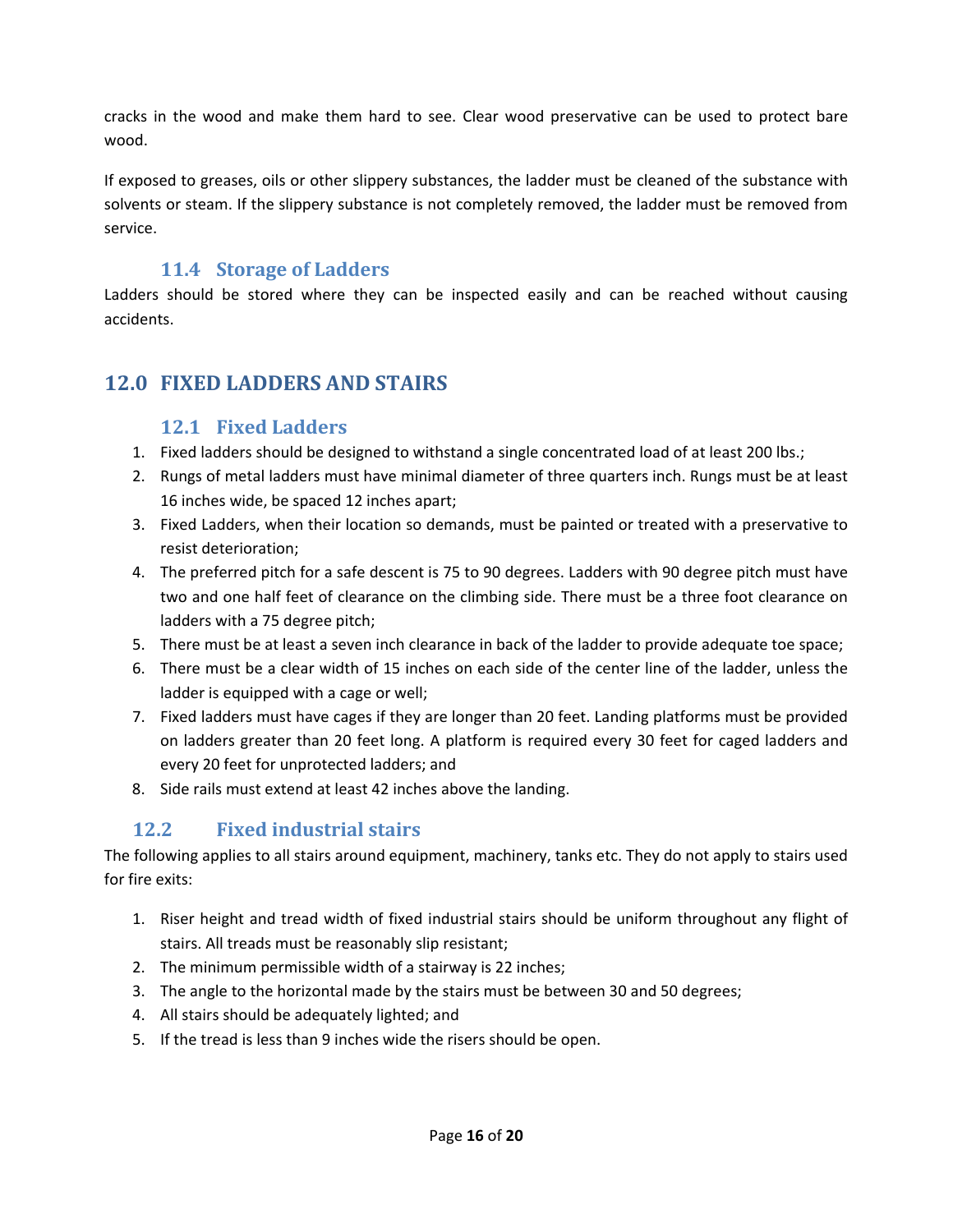cracks in the wood and make them hard to see. Clear wood preservative can be used to protect bare wood.

If exposed to greases, oils or other slippery substances, the ladder must be cleaned of the substance with solvents or steam. If the slippery substance is not completely removed, the ladder must be removed from service.

### 11.4 Storage of Ladders

Ladders should be stored where they can be inspected easily and can be reached without causing accidents.

## 12.0 FIXED LADDERS AND STAIRS

### 12.1 Fixed Ladders

1. Fixed ladders should be designed to withstand a single concentrated load of at least 200 lbs.;
2. Rungs of metal ladders must have minimal diameter of three quarters inch. Rungs must be at least 16 inches wide, be spaced 12 inches apart;
3. Fixed Ladders, when their location so demands, must be painted or treated with a preservative to resist deterioration;
4. The preferred pitch for a safe descent is 75 to 90 degrees. Ladders with 90 degree pitch must have two and one half feet of clearance on the climbing side. There must be a three foot clearance on ladders with a 75 degree pitch;
5. There must be at least a seven inch clearance in back of the ladder to provide adequate toe space;
6. There must be a clear width of 15 inches on each side of the center line of the ladder, unless the ladder is equipped with a cage or well;
7. Fixed ladders must have cages if they are longer than 20 feet. Landing platforms must be provided on ladders greater than 20 feet long. A platform is required every 30 feet for caged ladders and every 20 feet for unprotected ladders; and
8. Side rails must extend at least 42 inches above the landing.

### 12.2 Fixed industrial stairs

The following applies to all stairs around equipment, machinery, tanks etc. They do not apply to stairs used for fire exits:

1. Riser height and tread width of fixed industrial stairs should be uniform throughout any flight of stairs. All treads must be reasonably slip resistant;
2. The minimum permissible width of a stairway is 22 inches;
3. The angle to the horizontal made by the stairs must be between 30 and 50 degrees;
4. All stairs should be adequately lighted; and
5. If the tread is less than 9 inches wide the risers should be open.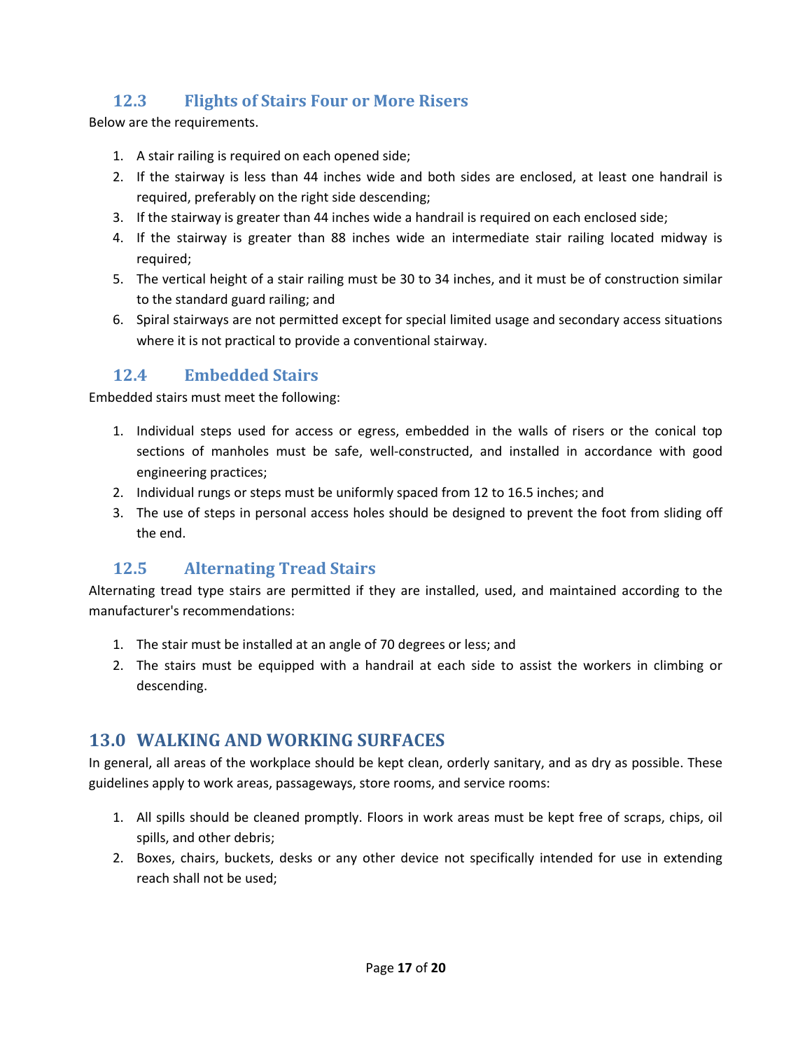### 12.3 Flights of Stairs Four or More Risers

Below are the requirements.

1. A stair railing is required on each opened side;
2. If the stairway is less than 44 inches wide and both sides are enclosed, at least one handrail is required, preferably on the right side descending;
3. If the stairway is greater than 44 inches wide a handrail is required on each enclosed side;
4. If the stairway is greater than 88 inches wide an intermediate stair railing located midway is required;
5. The vertical height of a stair railing must be 30 to 34 inches, and it must be of construction similar to the standard guard railing; and
6. Spiral stairways are not permitted except for special limited usage and secondary access situations where it is not practical to provide a conventional stairway.

### 12.4 Embedded Stairs

Embedded stairs must meet the following:

1. Individual steps used for access or egress, embedded in the walls of risers or the conical top sections of manholes must be safe, well-constructed, and installed in accordance with good engineering practices;
2. Individual rungs or steps must be uniformly spaced from 12 to 16.5 inches; and
3. The use of steps in personal access holes should be designed to prevent the foot from sliding off the end.

### 12.5 Alternating Tread Stairs

Alternating tread type stairs are permitted if they are installed, used, and maintained according to the manufacturer's recommendations:

1. The stair must be installed at an angle of 70 degrees or less; and
2. The stairs must be equipped with a handrail at each side to assist the workers in climbing or descending.

## 13.0 WALKING AND WORKING SURFACES

In general, all areas of the workplace should be kept clean, orderly sanitary, and as dry as possible. These guidelines apply to work areas, passageways, store rooms, and service rooms:

1. All spills should be cleaned promptly. Floors in work areas must be kept free of scraps, chips, oil spills, and other debris;
2. Boxes, chairs, buckets, desks or any other device not specifically intended for use in extending reach shall not be used;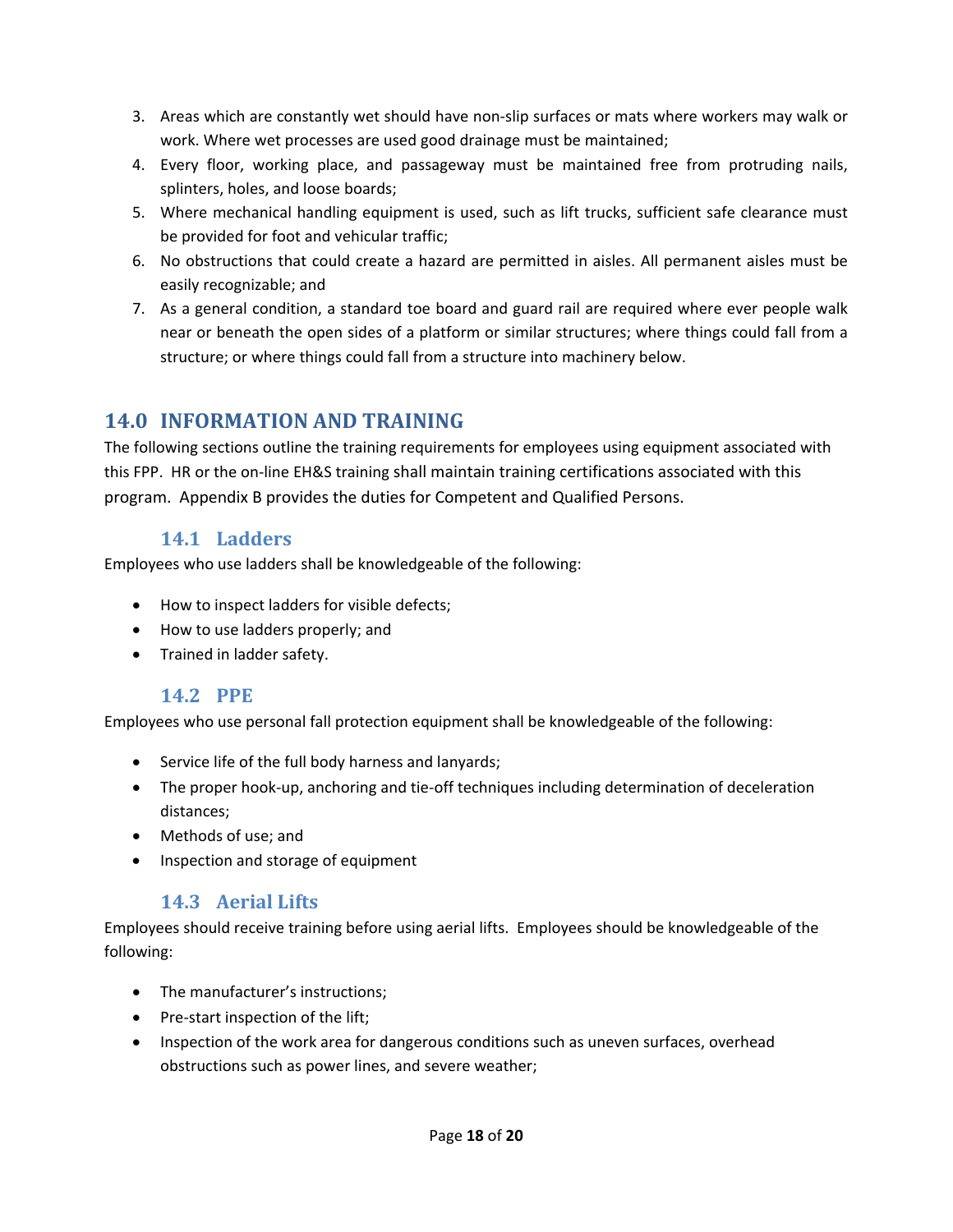3. Areas which are constantly wet should have non-slip surfaces or mats where workers may walk or work. Where wet processes are used good drainage must be maintained;
4. Every floor, working place, and passageway must be maintained free from protruding nails, splinters, holes, and loose boards;
5. Where mechanical handling equipment is used, such as lift trucks, sufficient safe clearance must be provided for foot and vehicular traffic;
6. No obstructions that could create a hazard are permitted in aisles. All permanent aisles must be easily recognizable; and
7. As a general condition, a standard toe board and guard rail are required where ever people walk near or beneath the open sides of a platform or similar structures; where things could fall from a structure; or where things could fall from a structure into machinery below.

## 14.0 INFORMATION AND TRAINING

The following sections outline the training requirements for employees using equipment associated with this FPP. HR or the on-line EH&S training shall maintain training certifications associated with this program. Appendix B provides the duties for Competent and Qualified Persons.

### 14.1 Ladders

Employees who use ladders shall be knowledgeable of the following:

- How to inspect ladders for visible defects;
- How to use ladders properly; and
- Trained in ladder safety.

### 14.2 PPE

Employees who use personal fall protection equipment shall be knowledgeable of the following:

- Service life of the full body harness and lanyards;
- The proper hook-up, anchoring and tie-off techniques including determination of deceleration distances;
- Methods of use; and
- Inspection and storage of equipment

### 14.3 Aerial Lifts

Employees should receive training before using aerial lifts. Employees should be knowledgeable of the following:

- The manufacturer's instructions;
- Pre-start inspection of the lift;
- Inspection of the work area for dangerous conditions such as uneven surfaces, overhead obstructions such as power lines, and severe weather;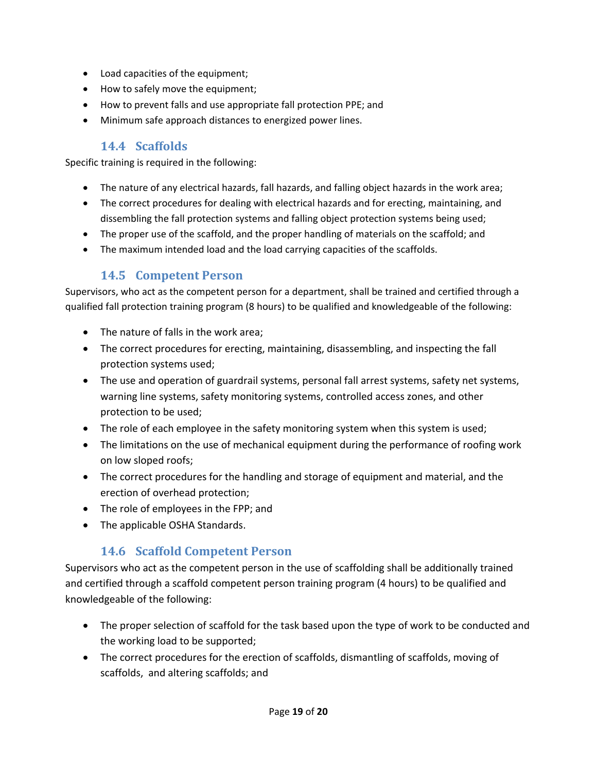- Load capacities of the equipment;
- How to safely move the equipment;
- How to prevent falls and use appropriate fall protection PPE; and
- Minimum safe approach distances to energized power lines.

### 14.4 Scaffolds

Specific training is required in the following:

- The nature of any electrical hazards, fall hazards, and falling object hazards in the work area;
- The correct procedures for dealing with electrical hazards and for erecting, maintaining, and dissembling the fall protection systems and falling object protection systems being used;
- The proper use of the scaffold, and the proper handling of materials on the scaffold; and
- The maximum intended load and the load carrying capacities of the scaffolds.

### 14.5 Competent Person

Supervisors, who act as the competent person for a department, shall be trained and certified through a qualified fall protection training program (8 hours) to be qualified and knowledgeable of the following:

- The nature of falls in the work area;
- The correct procedures for erecting, maintaining, disassembling, and inspecting the fall protection systems used;
- The use and operation of guardrail systems, personal fall arrest systems, safety net systems, warning line systems, safety monitoring systems, controlled access zones, and other protection to be used;
- The role of each employee in the safety monitoring system when this system is used;
- The limitations on the use of mechanical equipment during the performance of roofing work on low sloped roofs;
- The correct procedures for the handling and storage of equipment and material, and the erection of overhead protection;
- The role of employees in the FPP; and
- The applicable OSHA Standards.

### 14.6 Scaffold Competent Person

Supervisors who act as the competent person in the use of scaffolding shall be additionally trained and certified through a scaffold competent person training program (4 hours) to be qualified and knowledgeable of the following:

- The proper selection of scaffold for the task based upon the type of work to be conducted and the working load to be supported;
- The correct procedures for the erection of scaffolds, dismantling of scaffolds, moving of scaffolds, and altering scaffolds; and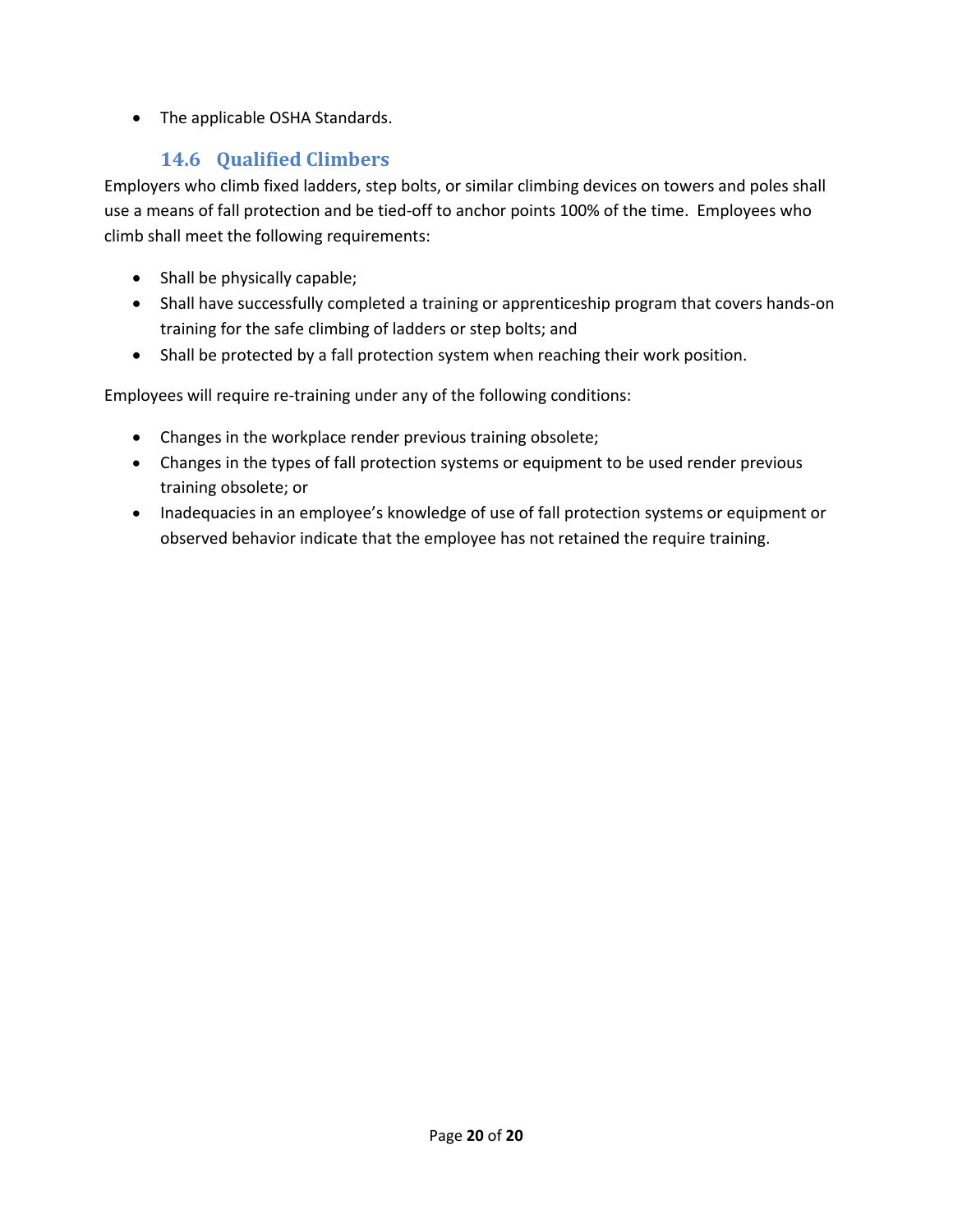- The applicable OSHA Standards.

### 14.6 Qualified Climbers

Employers who climb fixed ladders, step bolts, or similar climbing devices on towers and poles shall use a means of fall protection and be tied-off to anchor points 100% of the time. Employees who climb shall meet the following requirements:

- Shall be physically capable;
- Shall have successfully completed a training or apprenticeship program that covers hands-on training for the safe climbing of ladders or step bolts; and
- Shall be protected by a fall protection system when reaching their work position.

Employees will require re-training under any of the following conditions:

- Changes in the workplace render previous training obsolete;
- Changes in the types of fall protection systems or equipment to be used render previous training obsolete; or
- Inadequacies in an employee's knowledge of use of fall protection systems or equipment or observed behavior indicate that the employee has not retained the require training.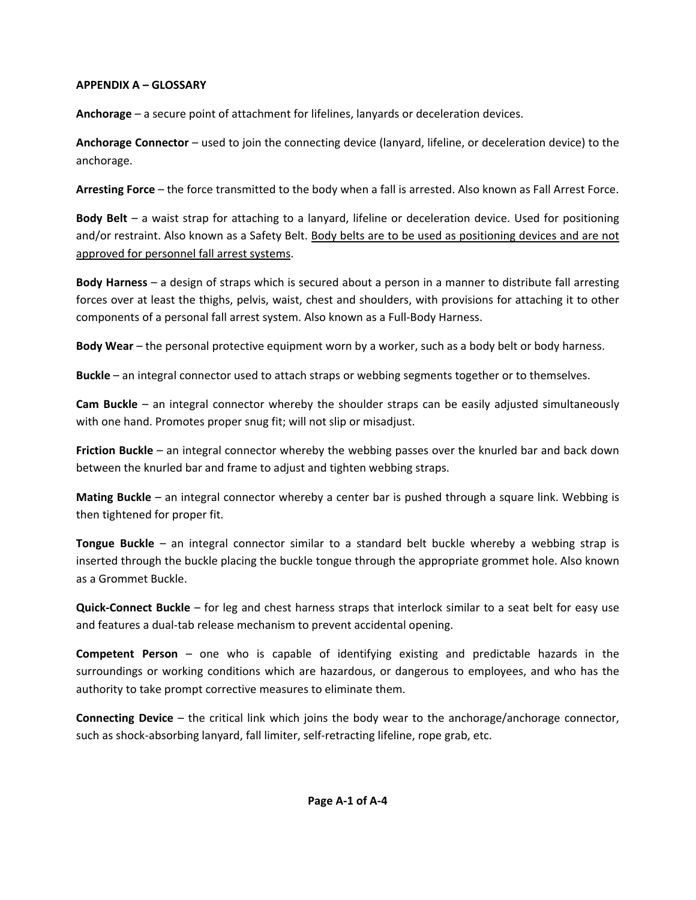## APPENDIX A – GLOSSARY

**Anchorage** – a secure point of attachment for lifelines, lanyards or deceleration devices.

**Anchorage Connector** – used to join the connecting device (lanyard, lifeline, or deceleration device) to the anchorage.

**Arresting Force** – the force transmitted to the body when a fall is arrested. Also known as Fall Arrest Force.

**Body Belt** – a waist strap for attaching to a lanyard, lifeline or deceleration device. Used for positioning and/or restraint. Also known as a Safety Belt. <u>Body belts are to be used as positioning devices and are not approved for personnel fall arrest systems</u>.

**Body Harness** – a design of straps which is secured about a person in a manner to distribute fall arresting forces over at least the thighs, pelvis, waist, chest and shoulders, with provisions for attaching it to other components of a personal fall arrest system. Also known as a Full-Body Harness.

**Body Wear** – the personal protective equipment worn by a worker, such as a body belt or body harness.

**Buckle** – an integral connector used to attach straps or webbing segments together or to themselves.

**Cam Buckle** – an integral connector whereby the shoulder straps can be easily adjusted simultaneously with one hand. Promotes proper snug fit; will not slip or misadjust.

**Friction Buckle** – an integral connector whereby the webbing passes over the knurled bar and back down between the knurled bar and frame to adjust and tighten webbing straps.

**Mating Buckle** – an integral connector whereby a center bar is pushed through a square link. Webbing is then tightened for proper fit.

**Tongue Buckle** – an integral connector similar to a standard belt buckle whereby a webbing strap is inserted through the buckle placing the buckle tongue through the appropriate grommet hole. Also known as a Grommet Buckle.

**Quick-Connect Buckle** – for leg and chest harness straps that interlock similar to a seat belt for easy use and features a dual-tab release mechanism to prevent accidental opening.

**Competent Person** – one who is capable of identifying existing and predictable hazards in the surroundings or working conditions which are hazardous, or dangerous to employees, and who has the authority to take prompt corrective measures to eliminate them.

**Connecting Device** – the critical link which joins the body wear to the anchorage/anchorage connector, such as shock-absorbing lanyard, fall limiter, self-retracting lifeline, rope grab, etc.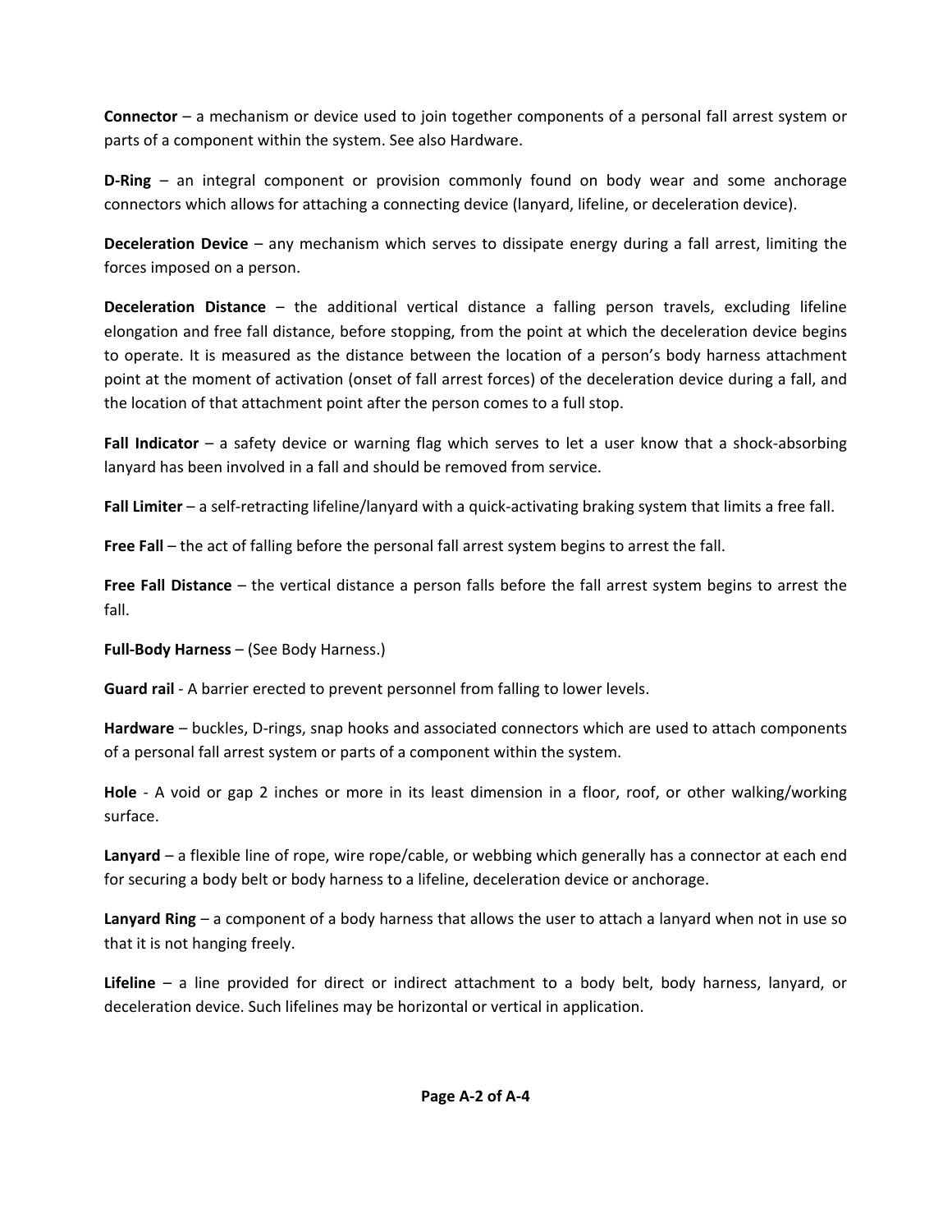**Connector** – a mechanism or device used to join together components of a personal fall arrest system or parts of a component within the system. See also Hardware.

**D-Ring** – an integral component or provision commonly found on body wear and some anchorage connectors which allows for attaching a connecting device (lanyard, lifeline, or deceleration device).

**Deceleration Device** – any mechanism which serves to dissipate energy during a fall arrest, limiting the forces imposed on a person.

**Deceleration Distance** – the additional vertical distance a falling person travels, excluding lifeline elongation and free fall distance, before stopping, from the point at which the deceleration device begins to operate. It is measured as the distance between the location of a person's body harness attachment point at the moment of activation (onset of fall arrest forces) of the deceleration device during a fall, and the location of that attachment point after the person comes to a full stop.

**Fall Indicator** – a safety device or warning flag which serves to let a user know that a shock-absorbing lanyard has been involved in a fall and should be removed from service.

**Fall Limiter** – a self-retracting lifeline/lanyard with a quick-activating braking system that limits a free fall.

**Free Fall** – the act of falling before the personal fall arrest system begins to arrest the fall.

**Free Fall Distance** – the vertical distance a person falls before the fall arrest system begins to arrest the fall.

**Full-Body Harness** – (See Body Harness.)

**Guard rail** - A barrier erected to prevent personnel from falling to lower levels.

**Hardware** – buckles, D-rings, snap hooks and associated connectors which are used to attach components of a personal fall arrest system or parts of a component within the system.

**Hole** - A void or gap 2 inches or more in its least dimension in a floor, roof, or other walking/working surface.

**Lanyard** – a flexible line of rope, wire rope/cable, or webbing which generally has a connector at each end for securing a body belt or body harness to a lifeline, deceleration device or anchorage.

**Lanyard Ring** – a component of a body harness that allows the user to attach a lanyard when not in use so that it is not hanging freely.

**Lifeline** – a line provided for direct or indirect attachment to a body belt, body harness, lanyard, or deceleration device. Such lifelines may be horizontal or vertical in application.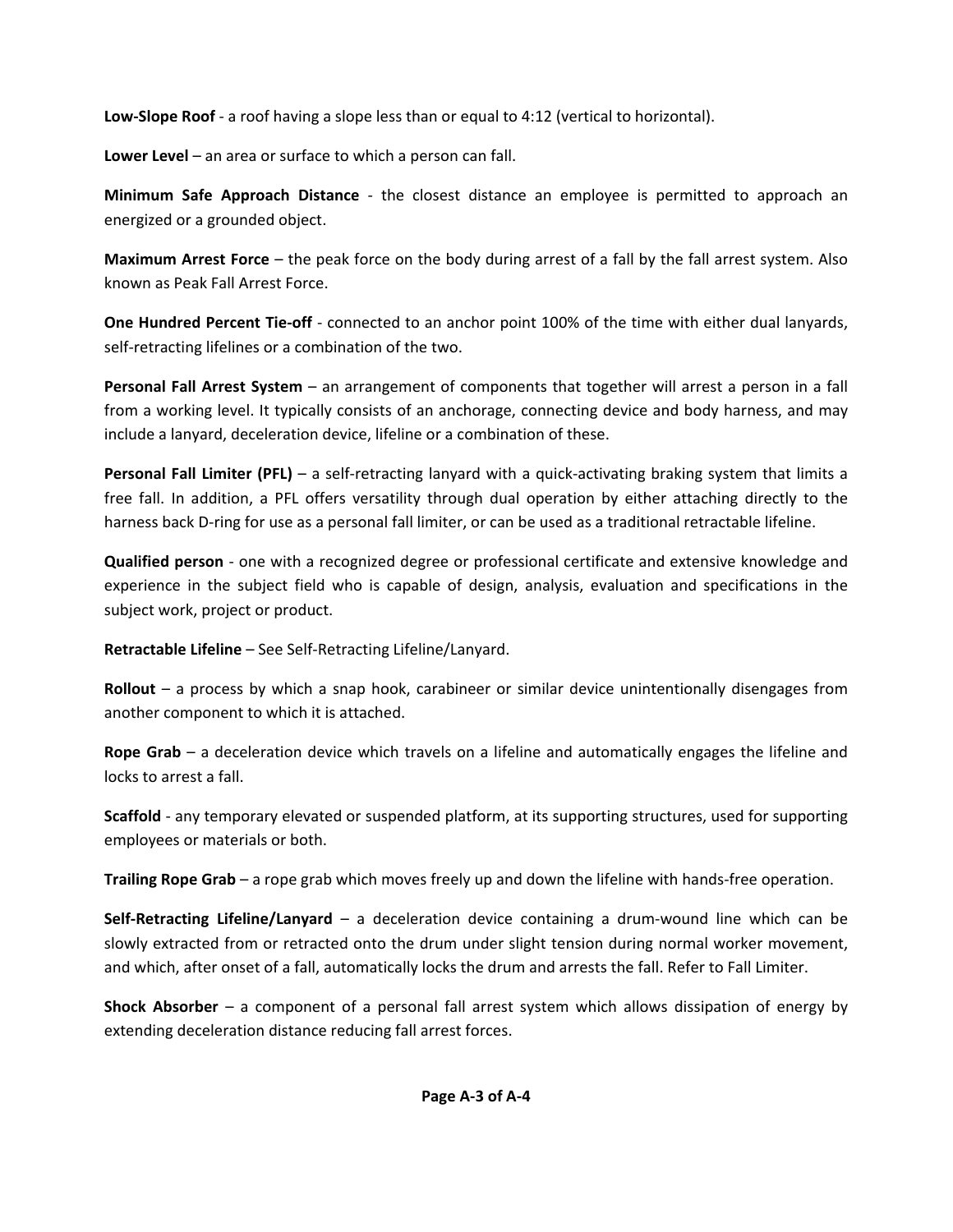**Low-Slope Roof** - a roof having a slope less than or equal to 4:12 (vertical to horizontal).

**Lower Level** – an area or surface to which a person can fall.

**Minimum Safe Approach Distance** - the closest distance an employee is permitted to approach an energized or a grounded object.

**Maximum Arrest Force** – the peak force on the body during arrest of a fall by the fall arrest system. Also known as Peak Fall Arrest Force.

**One Hundred Percent Tie-off** - connected to an anchor point 100% of the time with either dual lanyards, self-retracting lifelines or a combination of the two.

**Personal Fall Arrest System** – an arrangement of components that together will arrest a person in a fall from a working level. It typically consists of an anchorage, connecting device and body harness, and may include a lanyard, deceleration device, lifeline or a combination of these.

**Personal Fall Limiter (PFL)** – a self-retracting lanyard with a quick-activating braking system that limits a free fall. In addition, a PFL offers versatility through dual operation by either attaching directly to the harness back D-ring for use as a personal fall limiter, or can be used as a traditional retractable lifeline.

**Qualified person** - one with a recognized degree or professional certificate and extensive knowledge and experience in the subject field who is capable of design, analysis, evaluation and specifications in the subject work, project or product.

**Retractable Lifeline** – See Self-Retracting Lifeline/Lanyard.

**Rollout** – a process by which a snap hook, carabineer or similar device unintentionally disengages from another component to which it is attached.

**Rope Grab** – a deceleration device which travels on a lifeline and automatically engages the lifeline and locks to arrest a fall.

**Scaffold** - any temporary elevated or suspended platform, at its supporting structures, used for supporting employees or materials or both.

**Trailing Rope Grab** – a rope grab which moves freely up and down the lifeline with hands-free operation.

**Self-Retracting Lifeline/Lanyard** – a deceleration device containing a drum-wound line which can be slowly extracted from or retracted onto the drum under slight tension during normal worker movement, and which, after onset of a fall, automatically locks the drum and arrests the fall. Refer to Fall Limiter.

**Shock Absorber** – a component of a personal fall arrest system which allows dissipation of energy by extending deceleration distance reducing fall arrest forces.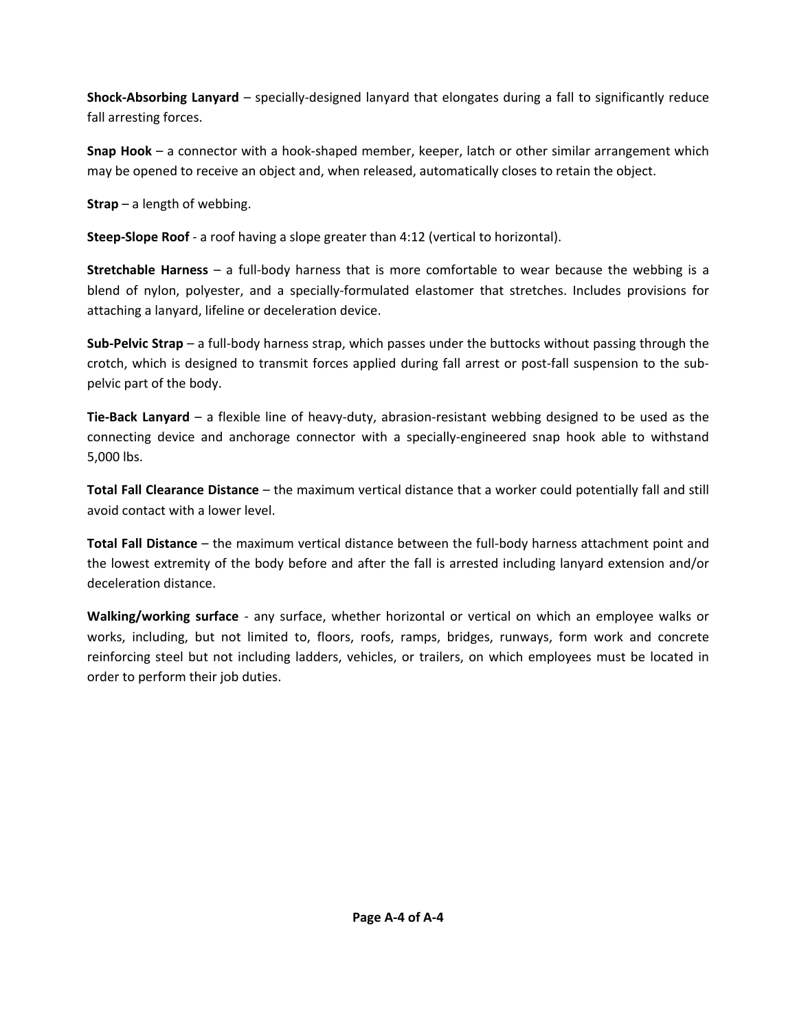**Shock-Absorbing Lanyard** – specially-designed lanyard that elongates during a fall to significantly reduce fall arresting forces.

**Snap Hook** – a connector with a hook-shaped member, keeper, latch or other similar arrangement which may be opened to receive an object and, when released, automatically closes to retain the object.

**Strap** – a length of webbing.

**Steep-Slope Roof** - a roof having a slope greater than 4:12 (vertical to horizontal).

**Stretchable Harness** – a full-body harness that is more comfortable to wear because the webbing is a blend of nylon, polyester, and a specially-formulated elastomer that stretches. Includes provisions for attaching a lanyard, lifeline or deceleration device.

**Sub-Pelvic Strap** – a full-body harness strap, which passes under the buttocks without passing through the crotch, which is designed to transmit forces applied during fall arrest or post-fall suspension to the sub-pelvic part of the body.

**Tie-Back Lanyard** – a flexible line of heavy-duty, abrasion-resistant webbing designed to be used as the connecting device and anchorage connector with a specially-engineered snap hook able to withstand 5,000 lbs.

**Total Fall Clearance Distance** – the maximum vertical distance that a worker could potentially fall and still avoid contact with a lower level.

**Total Fall Distance** – the maximum vertical distance between the full-body harness attachment point and the lowest extremity of the body before and after the fall is arrested including lanyard extension and/or deceleration distance.

**Walking/working surface** - any surface, whether horizontal or vertical on which an employee walks or works, including, but not limited to, floors, roofs, ramps, bridges, runways, form work and concrete reinforcing steel but not including ladders, vehicles, or trailers, on which employees must be located in order to perform their job duties.